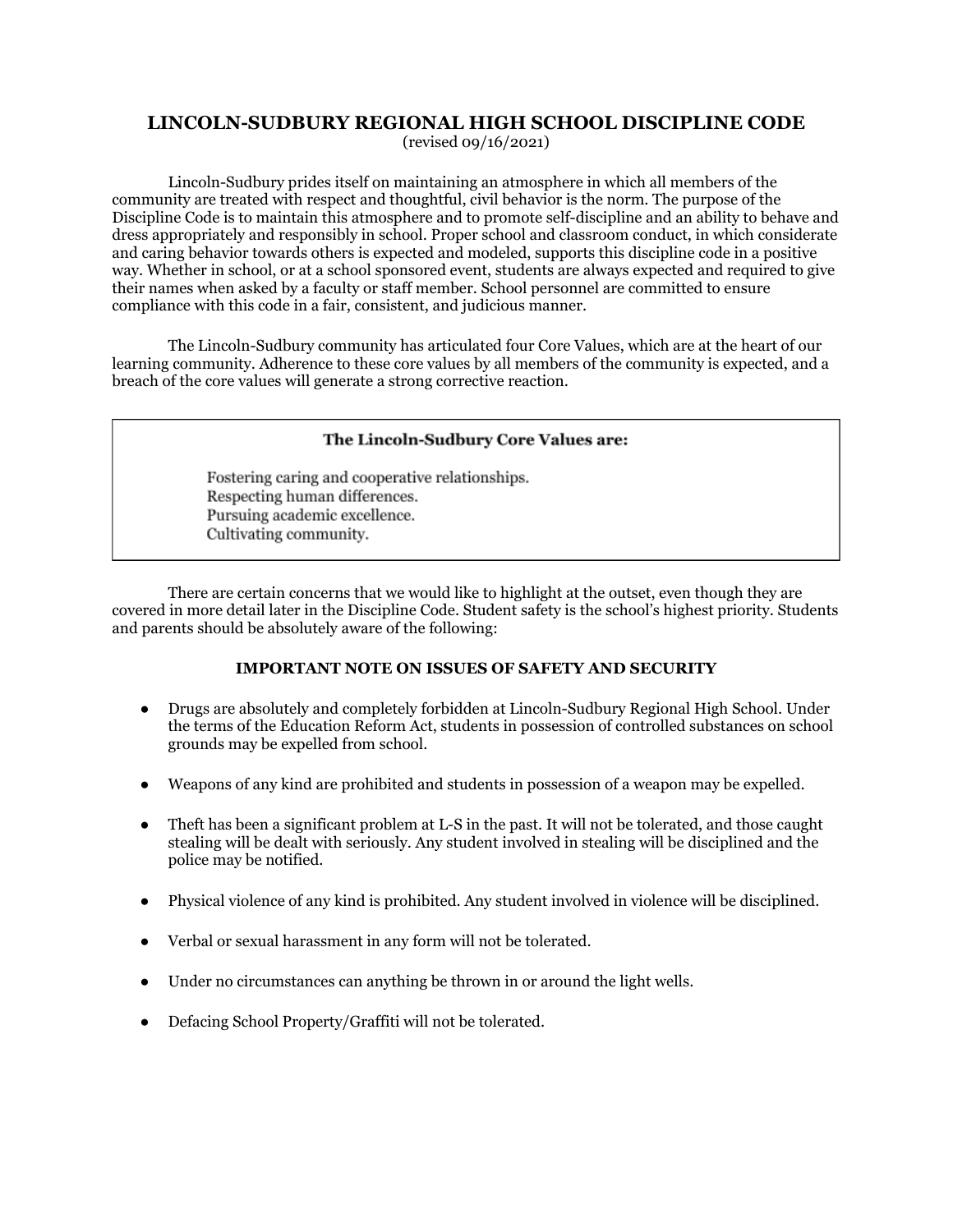# LINCOLN-SUDBURY REGIONAL HIGH SCHOOL DISCIPLINE CODE

(revised 09/16/2021)

Lincoln-Sudbury prides itself on maintaining an atmosphere in which all members of the community are treated with respect and thoughtful, civil behavior is the norm. The purpose of the Discipline Code is to maintain this atmosphere and to promote self-discipline and an ability to behave and dress appropriately and responsibly in school. Proper school and classroom conduct, in which considerate and caring behavior towards others is expected and modeled, supports this discipline code in a positive way. Whether in school, or at a school sponsored event, students are always expected and required to give their names when asked by a faculty or staff member. School personnel are committed to ensure compliance with this code in a fair, consistent, and judicious manner.

The Lincoln-Sudbury community has articulated four Core Values, which are at the heart of our learning community. Adherence to these core values by all members of the community is expected, and a breach of the core values will generate a strong corrective reaction.

**The Lincoln-Sudbury Core Values are:**

Fostering caring and cooperative relationships.
Respecting human differences.
Pursuing academic excellence.
Cultivating community.

There are certain concerns that we would like to highlight at the outset, even though they are covered in more detail later in the Discipline Code. Student safety is the school's highest priority. Students and parents should be absolutely aware of the following:

**IMPORTANT NOTE ON ISSUES OF SAFETY AND SECURITY**

- Drugs are absolutely and completely forbidden at Lincoln-Sudbury Regional High School. Under the terms of the Education Reform Act, students in possession of controlled substances on school grounds may be expelled from school.
- Weapons of any kind are prohibited and students in possession of a weapon may be expelled.
- Theft has been a significant problem at L-S in the past. It will not be tolerated, and those caught stealing will be dealt with seriously. Any student involved in stealing will be disciplined and the police may be notified.
- Physical violence of any kind is prohibited. Any student involved in violence will be disciplined.
- Verbal or sexual harassment in any form will not be tolerated.
- Under no circumstances can anything be thrown in or around the light wells.
- Defacing School Property/Graffiti will not be tolerated.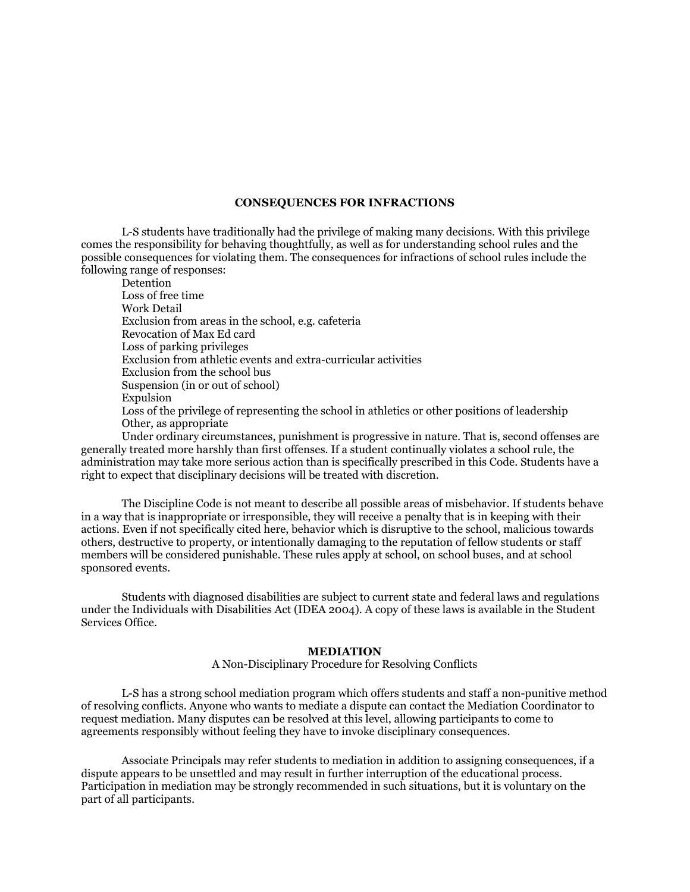## CONSEQUENCES FOR INFRACTIONS

L-S students have traditionally had the privilege of making many decisions. With this privilege comes the responsibility for behaving thoughtfully, as well as for understanding school rules and the possible consequences for violating them. The consequences for infractions of school rules include the following range of responses:

- Detention
- Loss of free time
- Work Detail
- Exclusion from areas in the school, e.g. cafeteria
- Revocation of Max Ed card
- Loss of parking privileges
- Exclusion from athletic events and extra-curricular activities
- Exclusion from the school bus
- Suspension (in or out of school)
- Expulsion
- Loss of the privilege of representing the school in athletics or other positions of leadership
- Other, as appropriate

Under ordinary circumstances, punishment is progressive in nature. That is, second offenses are generally treated more harshly than first offenses. If a student continually violates a school rule, the administration may take more serious action than is specifically prescribed in this Code. Students have a right to expect that disciplinary decisions will be treated with discretion.

The Discipline Code is not meant to describe all possible areas of misbehavior. If students behave in a way that is inappropriate or irresponsible, they will receive a penalty that is in keeping with their actions. Even if not specifically cited here, behavior which is disruptive to the school, malicious towards others, destructive to property, or intentionally damaging to the reputation of fellow students or staff members will be considered punishable. These rules apply at school, on school buses, and at school sponsored events.

Students with diagnosed disabilities are subject to current state and federal laws and regulations under the Individuals with Disabilities Act (IDEA 2004). A copy of these laws is available in the Student Services Office.

## MEDIATION

A Non-Disciplinary Procedure for Resolving Conflicts

L-S has a strong school mediation program which offers students and staff a non-punitive method of resolving conflicts. Anyone who wants to mediate a dispute can contact the Mediation Coordinator to request mediation. Many disputes can be resolved at this level, allowing participants to come to agreements responsibly without feeling they have to invoke disciplinary consequences.

Associate Principals may refer students to mediation in addition to assigning consequences, if a dispute appears to be unsettled and may result in further interruption of the educational process. Participation in mediation may be strongly recommended in such situations, but it is voluntary on the part of all participants.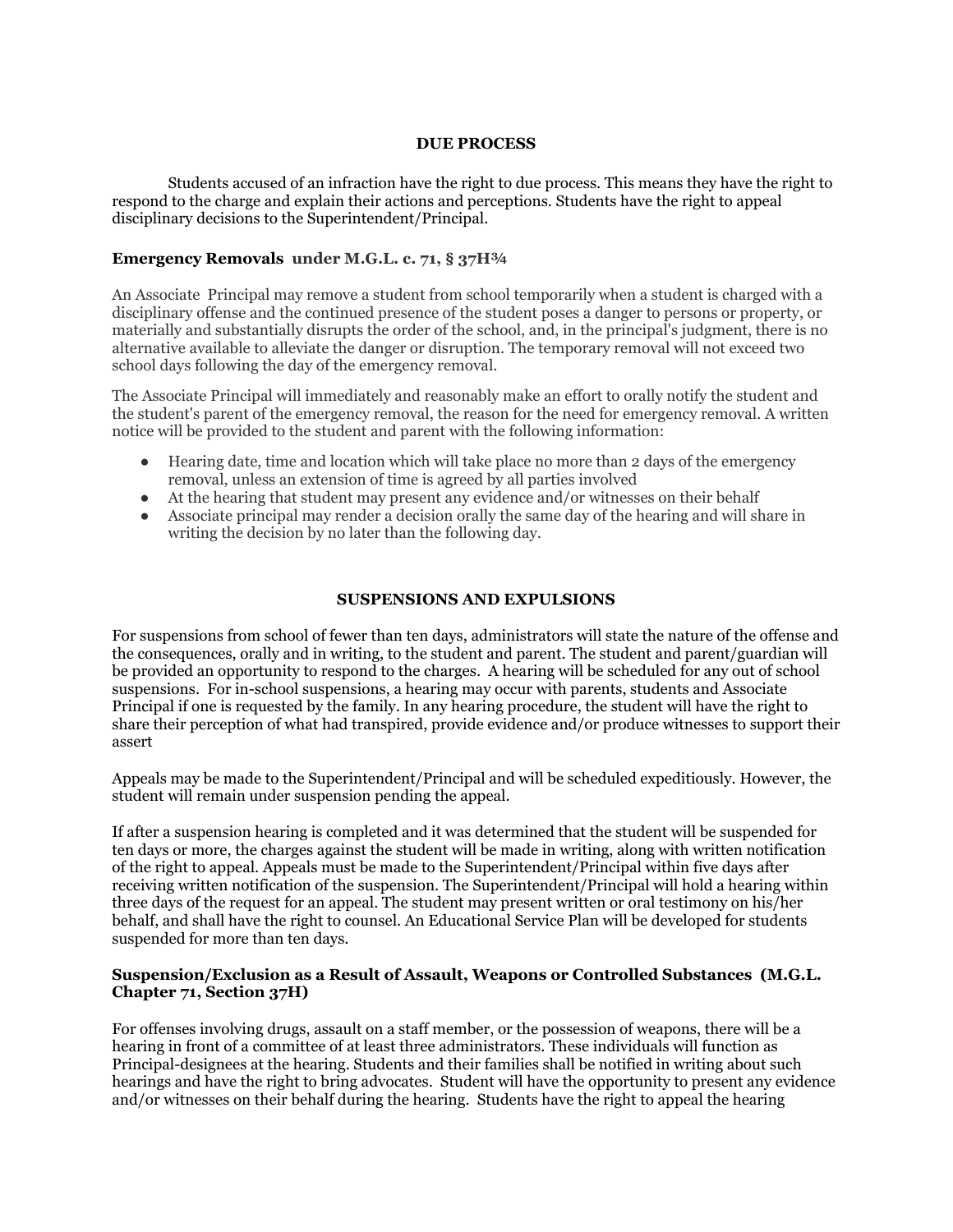## DUE PROCESS

Students accused of an infraction have the right to due process. This means they have the right to respond to the charge and explain their actions and perceptions. Students have the right to appeal disciplinary decisions to the Superintendent/Principal.

### Emergency Removals under M.G.L. c. 71, § 37H¾

An Associate Principal may remove a student from school temporarily when a student is charged with a disciplinary offense and the continued presence of the student poses a danger to persons or property, or materially and substantially disrupts the order of the school, and, in the principal's judgment, there is no alternative available to alleviate the danger or disruption. The temporary removal will not exceed two school days following the day of the emergency removal.

The Associate Principal will immediately and reasonably make an effort to orally notify the student and the student's parent of the emergency removal, the reason for the need for emergency removal. A written notice will be provided to the student and parent with the following information:

- Hearing date, time and location which will take place no more than 2 days of the emergency removal, unless an extension of time is agreed by all parties involved
- At the hearing that student may present any evidence and/or witnesses on their behalf
- Associate principal may render a decision orally the same day of the hearing and will share in writing the decision by no later than the following day.

## SUSPENSIONS AND EXPULSIONS

For suspensions from school of fewer than ten days, administrators will state the nature of the offense and the consequences, orally and in writing, to the student and parent. The student and parent/guardian will be provided an opportunity to respond to the charges. A hearing will be scheduled for any out of school suspensions. For in-school suspensions, a hearing may occur with parents, students and Associate Principal if one is requested by the family. In any hearing procedure, the student will have the right to share their perception of what had transpired, provide evidence and/or produce witnesses to support their assert

Appeals may be made to the Superintendent/Principal and will be scheduled expeditiously. However, the student will remain under suspension pending the appeal.

If after a suspension hearing is completed and it was determined that the student will be suspended for ten days or more, the charges against the student will be made in writing, along with written notification of the right to appeal. Appeals must be made to the Superintendent/Principal within five days after receiving written notification of the suspension. The Superintendent/Principal will hold a hearing within three days of the request for an appeal. The student may present written or oral testimony on his/her behalf, and shall have the right to counsel. An Educational Service Plan will be developed for students suspended for more than ten days.

### Suspension/Exclusion as a Result of Assault, Weapons or Controlled Substances (M.G.L. Chapter 71, Section 37H)

For offenses involving drugs, assault on a staff member, or the possession of weapons, there will be a hearing in front of a committee of at least three administrators. These individuals will function as Principal-designees at the hearing. Students and their families shall be notified in writing about such hearings and have the right to bring advocates. Student will have the opportunity to present any evidence and/or witnesses on their behalf during the hearing. Students have the right to appeal the hearing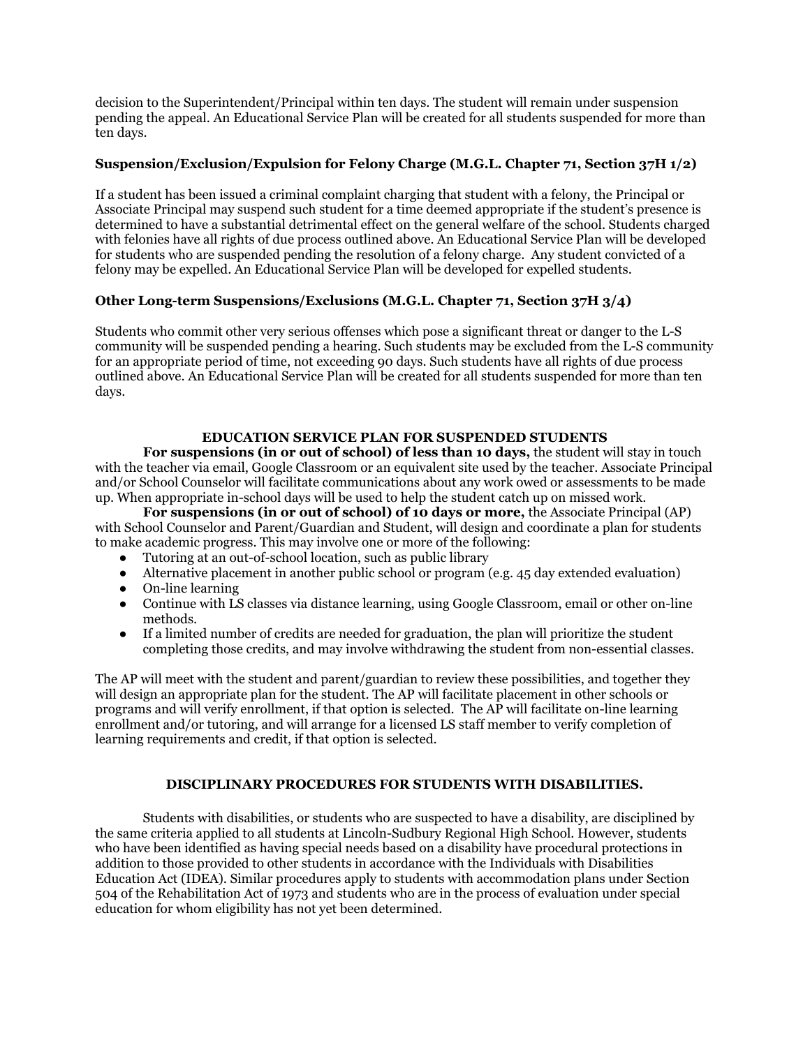decision to the Superintendent/Principal within ten days. The student will remain under suspension pending the appeal. An Educational Service Plan will be created for all students suspended for more than ten days.

### Suspension/Exclusion/Expulsion for Felony Charge (M.G.L. Chapter 71, Section 37H 1/2)

If a student has been issued a criminal complaint charging that student with a felony, the Principal or Associate Principal may suspend such student for a time deemed appropriate if the student's presence is determined to have a substantial detrimental effect on the general welfare of the school. Students charged with felonies have all rights of due process outlined above. An Educational Service Plan will be developed for students who are suspended pending the resolution of a felony charge. Any student convicted of a felony may be expelled. An Educational Service Plan will be developed for expelled students.

### Other Long-term Suspensions/Exclusions (M.G.L. Chapter 71, Section 37H 3/4)

Students who commit other very serious offenses which pose a significant threat or danger to the L-S community will be suspended pending a hearing. Such students may be excluded from the L-S community for an appropriate period of time, not exceeding 90 days. Such students have all rights of due process outlined above. An Educational Service Plan will be created for all students suspended for more than ten days.

## EDUCATION SERVICE PLAN FOR SUSPENDED STUDENTS

**For suspensions (in or out of school) of less than 10 days,** the student will stay in touch with the teacher via email, Google Classroom or an equivalent site used by the teacher. Associate Principal and/or School Counselor will facilitate communications about any work owed or assessments to be made up. When appropriate in-school days will be used to help the student catch up on missed work.

**For suspensions (in or out of school) of 10 days or more,** the Associate Principal (AP) with School Counselor and Parent/Guardian and Student, will design and coordinate a plan for students to make academic progress. This may involve one or more of the following:

- Tutoring at an out-of-school location, such as public library
- Alternative placement in another public school or program (e.g. 45 day extended evaluation)
- On-line learning
- Continue with LS classes via distance learning, using Google Classroom, email or other on-line methods.
- If a limited number of credits are needed for graduation, the plan will prioritize the student completing those credits, and may involve withdrawing the student from non-essential classes.

The AP will meet with the student and parent/guardian to review these possibilities, and together they will design an appropriate plan for the student. The AP will facilitate placement in other schools or programs and will verify enrollment, if that option is selected. The AP will facilitate on-line learning enrollment and/or tutoring, and will arrange for a licensed LS staff member to verify completion of learning requirements and credit, if that option is selected.

## DISCIPLINARY PROCEDURES FOR STUDENTS WITH DISABILITIES.

Students with disabilities, or students who are suspected to have a disability, are disciplined by the same criteria applied to all students at Lincoln-Sudbury Regional High School. However, students who have been identified as having special needs based on a disability have procedural protections in addition to those provided to other students in accordance with the Individuals with Disabilities Education Act (IDEA). Similar procedures apply to students with accommodation plans under Section 504 of the Rehabilitation Act of 1973 and students who are in the process of evaluation under special education for whom eligibility has not yet been determined.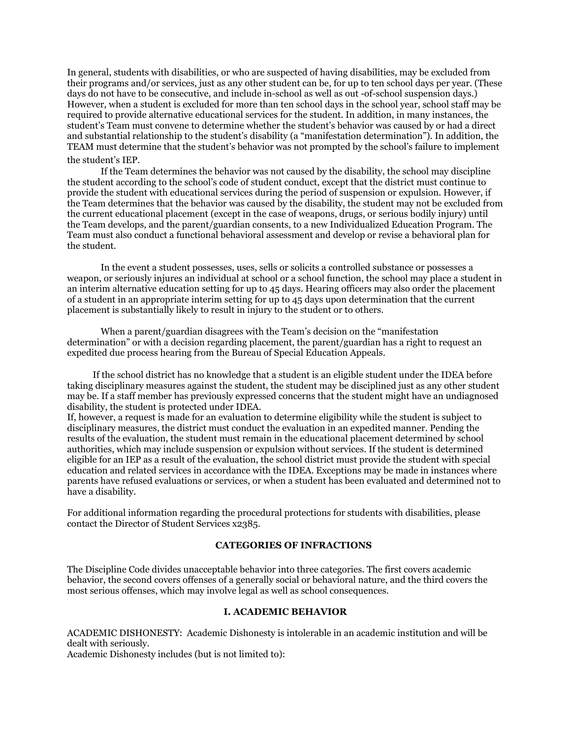In general, students with disabilities, or who are suspected of having disabilities, may be excluded from their programs and/or services, just as any other student can be, for up to ten school days per year. (These days do not have to be consecutive, and include in-school as well as out -of-school suspension days.) However, when a student is excluded for more than ten school days in the school year, school staff may be required to provide alternative educational services for the student. In addition, in many instances, the student's Team must convene to determine whether the student's behavior was caused by or had a direct and substantial relationship to the student's disability (a "manifestation determination"). In addition, the TEAM must determine that the student's behavior was not prompted by the school's failure to implement the student's IEP.

If the Team determines the behavior was not caused by the disability, the school may discipline the student according to the school's code of student conduct, except that the district must continue to provide the student with educational services during the period of suspension or expulsion. However, if the Team determines that the behavior was caused by the disability, the student may not be excluded from the current educational placement (except in the case of weapons, drugs, or serious bodily injury) until the Team develops, and the parent/guardian consents, to a new Individualized Education Program. The Team must also conduct a functional behavioral assessment and develop or revise a behavioral plan for the student.

In the event a student possesses, uses, sells or solicits a controlled substance or possesses a weapon, or seriously injures an individual at school or a school function, the school may place a student in an interim alternative education setting for up to 45 days. Hearing officers may also order the placement of a student in an appropriate interim setting for up to 45 days upon determination that the current placement is substantially likely to result in injury to the student or to others.

When a parent/guardian disagrees with the Team's decision on the "manifestation determination" or with a decision regarding placement, the parent/guardian has a right to request an expedited due process hearing from the Bureau of Special Education Appeals.

If the school district has no knowledge that a student is an eligible student under the IDEA before taking disciplinary measures against the student, the student may be disciplined just as any other student may be. If a staff member has previously expressed concerns that the student might have an undiagnosed disability, the student is protected under IDEA.
If, however, a request is made for an evaluation to determine eligibility while the student is subject to disciplinary measures, the district must conduct the evaluation in an expedited manner. Pending the results of the evaluation, the student must remain in the educational placement determined by school authorities, which may include suspension or expulsion without services. If the student is determined eligible for an IEP as a result of the evaluation, the school district must provide the student with special education and related services in accordance with the IDEA. Exceptions may be made in instances where parents have refused evaluations or services, or when a student has been evaluated and determined not to have a disability.

For additional information regarding the procedural protections for students with disabilities, please contact the Director of Student Services x2385.

## CATEGORIES OF INFRACTIONS

The Discipline Code divides unacceptable behavior into three categories. The first covers academic behavior, the second covers offenses of a generally social or behavioral nature, and the third covers the most serious offenses, which may involve legal as well as school consequences.

## I. ACADEMIC BEHAVIOR

ACADEMIC DISHONESTY: Academic Dishonesty is intolerable in an academic institution and will be dealt with seriously.
Academic Dishonesty includes (but is not limited to):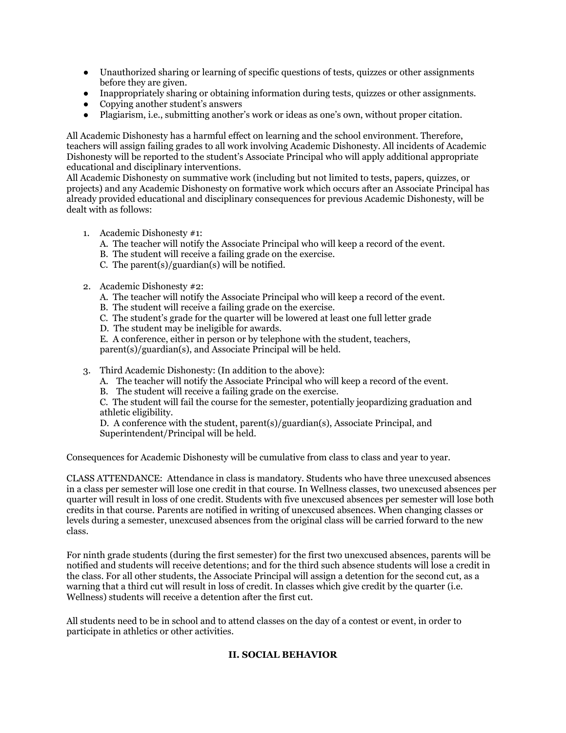- Unauthorized sharing or learning of specific questions of tests, quizzes or other assignments before they are given.
- Inappropriately sharing or obtaining information during tests, quizzes or other assignments.
- Copying another student's answers
- Plagiarism, i.e., submitting another's work or ideas as one's own, without proper citation.

All Academic Dishonesty has a harmful effect on learning and the school environment. Therefore, teachers will assign failing grades to all work involving Academic Dishonesty. All incidents of Academic Dishonesty will be reported to the student's Associate Principal who will apply additional appropriate educational and disciplinary interventions.
All Academic Dishonesty on summative work (including but not limited to tests, papers, quizzes, or projects) and any Academic Dishonesty on formative work which occurs after an Associate Principal has already provided educational and disciplinary consequences for previous Academic Dishonesty, will be dealt with as follows:

1. Academic Dishonesty #1:
   A. The teacher will notify the Associate Principal who will keep a record of the event.
   B. The student will receive a failing grade on the exercise.
   C. The parent(s)/guardian(s) will be notified.

2. Academic Dishonesty #2:
   A. The teacher will notify the Associate Principal who will keep a record of the event.
   B. The student will receive a failing grade on the exercise.
   C. The student's grade for the quarter will be lowered at least one full letter grade
   D. The student may be ineligible for awards.
   E. A conference, either in person or by telephone with the student, teachers, parent(s)/guardian(s), and Associate Principal will be held.

3. Third Academic Dishonesty: (In addition to the above):
   A. The teacher will notify the Associate Principal who will keep a record of the event.
   B. The student will receive a failing grade on the exercise.
   C. The student will fail the course for the semester, potentially jeopardizing graduation and athletic eligibility.
   D. A conference with the student, parent(s)/guardian(s), Associate Principal, and Superintendent/Principal will be held.

Consequences for Academic Dishonesty will be cumulative from class to class and year to year.

CLASS ATTENDANCE: Attendance in class is mandatory. Students who have three unexcused absences in a class per semester will lose one credit in that course. In Wellness classes, two unexcused absences per quarter will result in loss of one credit. Students with five unexcused absences per semester will lose both credits in that course. Parents are notified in writing of unexcused absences. When changing classes or levels during a semester, unexcused absences from the original class will be carried forward to the new class.

For ninth grade students (during the first semester) for the first two unexcused absences, parents will be notified and students will receive detentions; and for the third such absence students will lose a credit in the class. For all other students, the Associate Principal will assign a detention for the second cut, as a warning that a third cut will result in loss of credit. In classes which give credit by the quarter (i.e. Wellness) students will receive a detention after the first cut.

All students need to be in school and to attend classes on the day of a contest or event, in order to participate in athletics or other activities.

## II. SOCIAL BEHAVIOR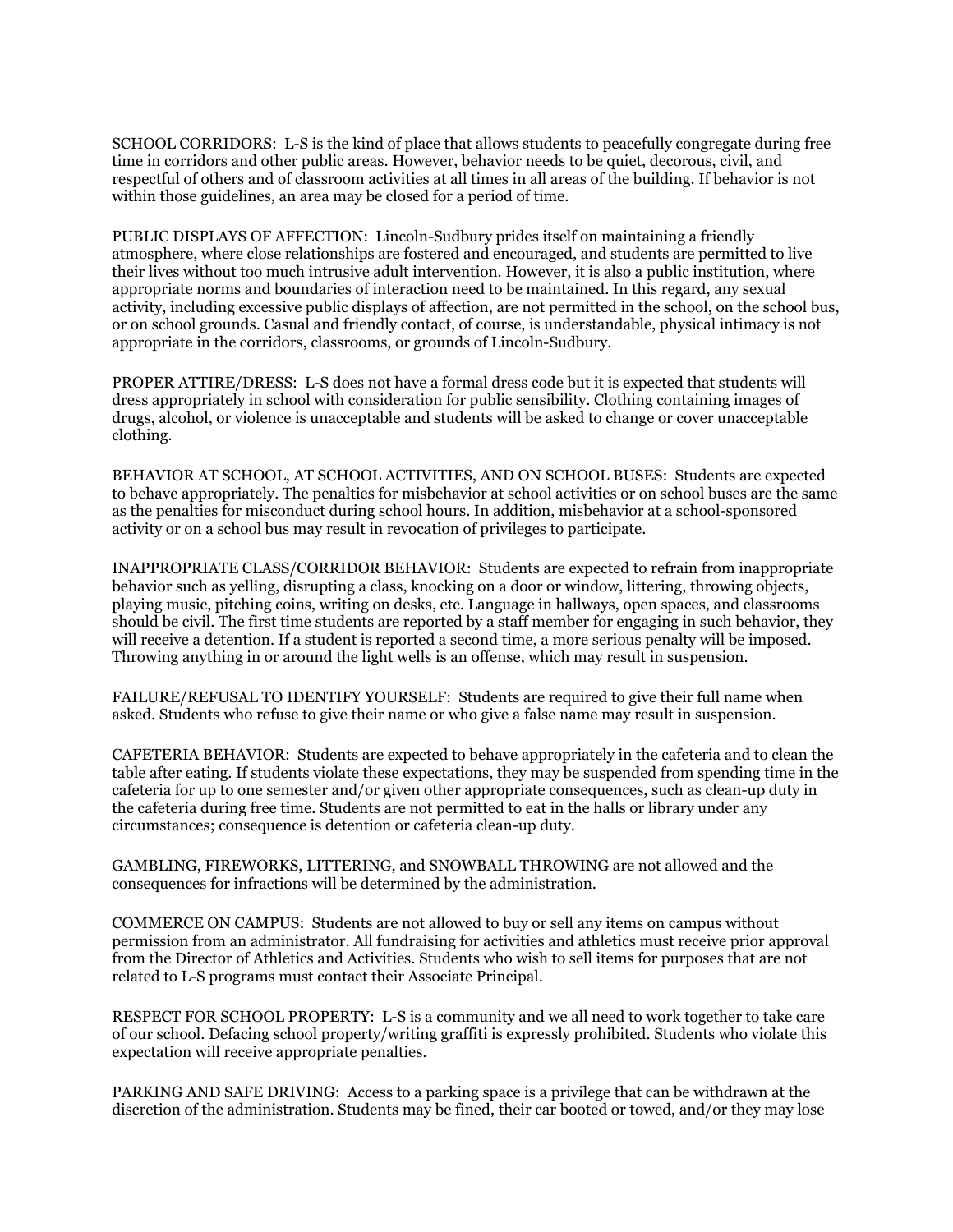SCHOOL CORRIDORS: L-S is the kind of place that allows students to peacefully congregate during free time in corridors and other public areas. However, behavior needs to be quiet, decorous, civil, and respectful of others and of classroom activities at all times in all areas of the building. If behavior is not within those guidelines, an area may be closed for a period of time.

PUBLIC DISPLAYS OF AFFECTION: Lincoln-Sudbury prides itself on maintaining a friendly atmosphere, where close relationships are fostered and encouraged, and students are permitted to live their lives without too much intrusive adult intervention. However, it is also a public institution, where appropriate norms and boundaries of interaction need to be maintained. In this regard, any sexual activity, including excessive public displays of affection, are not permitted in the school, on the school bus, or on school grounds. Casual and friendly contact, of course, is understandable, physical intimacy is not appropriate in the corridors, classrooms, or grounds of Lincoln-Sudbury.

PROPER ATTIRE/DRESS: L-S does not have a formal dress code but it is expected that students will dress appropriately in school with consideration for public sensibility. Clothing containing images of drugs, alcohol, or violence is unacceptable and students will be asked to change or cover unacceptable clothing.

BEHAVIOR AT SCHOOL, AT SCHOOL ACTIVITIES, AND ON SCHOOL BUSES: Students are expected to behave appropriately. The penalties for misbehavior at school activities or on school buses are the same as the penalties for misconduct during school hours. In addition, misbehavior at a school-sponsored activity or on a school bus may result in revocation of privileges to participate.

INAPPROPRIATE CLASS/CORRIDOR BEHAVIOR: Students are expected to refrain from inappropriate behavior such as yelling, disrupting a class, knocking on a door or window, littering, throwing objects, playing music, pitching coins, writing on desks, etc. Language in hallways, open spaces, and classrooms should be civil. The first time students are reported by a staff member for engaging in such behavior, they will receive a detention. If a student is reported a second time, a more serious penalty will be imposed. Throwing anything in or around the light wells is an offense, which may result in suspension.

FAILURE/REFUSAL TO IDENTIFY YOURSELF: Students are required to give their full name when asked. Students who refuse to give their name or who give a false name may result in suspension.

CAFETERIA BEHAVIOR: Students are expected to behave appropriately in the cafeteria and to clean the table after eating. If students violate these expectations, they may be suspended from spending time in the cafeteria for up to one semester and/or given other appropriate consequences, such as clean-up duty in the cafeteria during free time. Students are not permitted to eat in the halls or library under any circumstances; consequence is detention or cafeteria clean-up duty.

GAMBLING, FIREWORKS, LITTERING, and SNOWBALL THROWING are not allowed and the consequences for infractions will be determined by the administration.

COMMERCE ON CAMPUS: Students are not allowed to buy or sell any items on campus without permission from an administrator. All fundraising for activities and athletics must receive prior approval from the Director of Athletics and Activities. Students who wish to sell items for purposes that are not related to L-S programs must contact their Associate Principal.

RESPECT FOR SCHOOL PROPERTY: L-S is a community and we all need to work together to take care of our school. Defacing school property/writing graffiti is expressly prohibited. Students who violate this expectation will receive appropriate penalties.

PARKING AND SAFE DRIVING: Access to a parking space is a privilege that can be withdrawn at the discretion of the administration. Students may be fined, their car booted or towed, and/or they may lose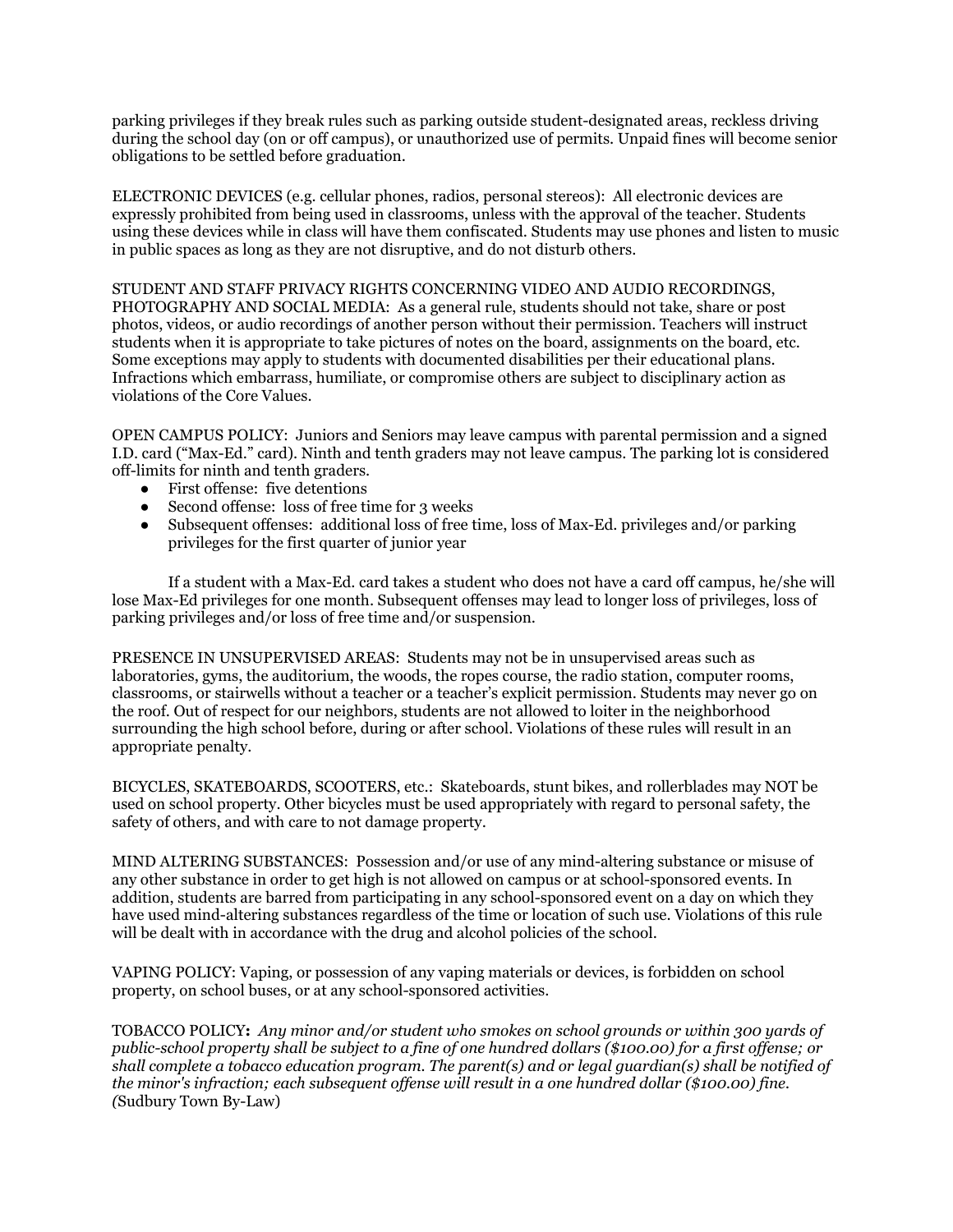parking privileges if they break rules such as parking outside student-designated areas, reckless driving during the school day (on or off campus), or unauthorized use of permits. Unpaid fines will become senior obligations to be settled before graduation.

ELECTRONIC DEVICES (e.g. cellular phones, radios, personal stereos): All electronic devices are expressly prohibited from being used in classrooms, unless with the approval of the teacher. Students using these devices while in class will have them confiscated. Students may use phones and listen to music in public spaces as long as they are not disruptive, and do not disturb others.

STUDENT AND STAFF PRIVACY RIGHTS CONCERNING VIDEO AND AUDIO RECORDINGS, PHOTOGRAPHY AND SOCIAL MEDIA: As a general rule, students should not take, share or post photos, videos, or audio recordings of another person without their permission. Teachers will instruct students when it is appropriate to take pictures of notes on the board, assignments on the board, etc. Some exceptions may apply to students with documented disabilities per their educational plans. Infractions which embarrass, humiliate, or compromise others are subject to disciplinary action as violations of the Core Values.

OPEN CAMPUS POLICY: Juniors and Seniors may leave campus with parental permission and a signed I.D. card ("Max-Ed." card). Ninth and tenth graders may not leave campus. The parking lot is considered off-limits for ninth and tenth graders.

- First offense: five detentions
- Second offense: loss of free time for 3 weeks
- Subsequent offenses: additional loss of free time, loss of Max-Ed. privileges and/or parking privileges for the first quarter of junior year

If a student with a Max-Ed. card takes a student who does not have a card off campus, he/she will lose Max-Ed privileges for one month. Subsequent offenses may lead to longer loss of privileges, loss of parking privileges and/or loss of free time and/or suspension.

PRESENCE IN UNSUPERVISED AREAS: Students may not be in unsupervised areas such as laboratories, gyms, the auditorium, the woods, the ropes course, the radio station, computer rooms, classrooms, or stairwells without a teacher or a teacher's explicit permission. Students may never go on the roof. Out of respect for our neighbors, students are not allowed to loiter in the neighborhood surrounding the high school before, during or after school. Violations of these rules will result in an appropriate penalty.

BICYCLES, SKATEBOARDS, SCOOTERS, etc.: Skateboards, stunt bikes, and rollerblades may NOT be used on school property. Other bicycles must be used appropriately with regard to personal safety, the safety of others, and with care to not damage property.

MIND ALTERING SUBSTANCES: Possession and/or use of any mind-altering substance or misuse of any other substance in order to get high is not allowed on campus or at school-sponsored events. In addition, students are barred from participating in any school-sponsored event on a day on which they have used mind-altering substances regardless of the time or location of such use. Violations of this rule will be dealt with in accordance with the drug and alcohol policies of the school.

VAPING POLICY: Vaping, or possession of any vaping materials or devices, is forbidden on school property, on school buses, or at any school-sponsored activities.

TOBACCO POLICY**:** *Any minor and/or student who smokes on school grounds or within 300 yards of public-school property shall be subject to a fine of one hundred dollars ($100.00) for a first offense; or shall complete a tobacco education program. The parent(s) and or legal guardian(s) shall be notified of the minor's infraction; each subsequent offense will result in a one hundred dollar ($100.00) fine. (*Sudbury Town By-Law)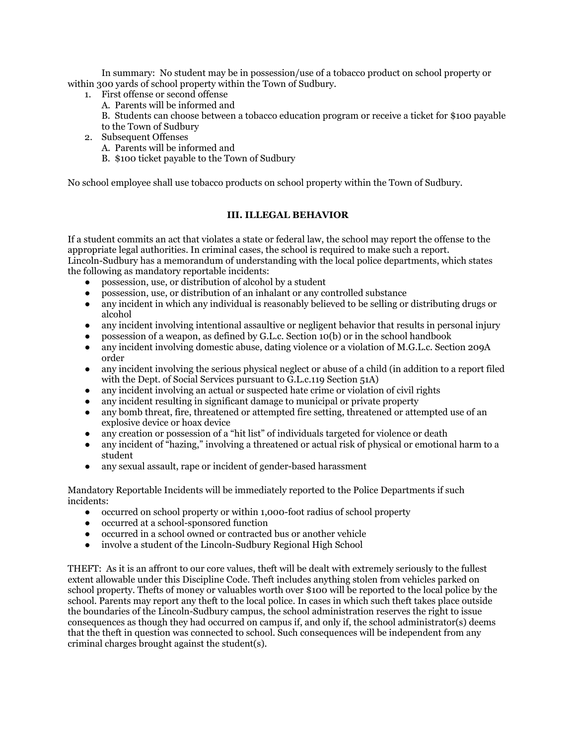In summary: No student may be in possession/use of a tobacco product on school property or within 300 yards of school property within the Town of Sudbury.

1. First offense or second offense
   A. Parents will be informed and
   B. Students can choose between a tobacco education program or receive a ticket for $100 payable to the Town of Sudbury
2. Subsequent Offenses
   A. Parents will be informed and
   B. $100 ticket payable to the Town of Sudbury

No school employee shall use tobacco products on school property within the Town of Sudbury.

## III. ILLEGAL BEHAVIOR

If a student commits an act that violates a state or federal law, the school may report the offense to the appropriate legal authorities. In criminal cases, the school is required to make such a report. Lincoln-Sudbury has a memorandum of understanding with the local police departments, which states the following as mandatory reportable incidents:

- possession, use, or distribution of alcohol by a student
- possession, use, or distribution of an inhalant or any controlled substance
- any incident in which any individual is reasonably believed to be selling or distributing drugs or alcohol
- any incident involving intentional assaultive or negligent behavior that results in personal injury
- possession of a weapon, as defined by G.L.c. Section 10(b) or in the school handbook
- any incident involving domestic abuse, dating violence or a violation of M.G.L.c. Section 209A order
- any incident involving the serious physical neglect or abuse of a child (in addition to a report filed with the Dept. of Social Services pursuant to G.L.c.119 Section 51A)
- any incident involving an actual or suspected hate crime or violation of civil rights
- any incident resulting in significant damage to municipal or private property
- any bomb threat, fire, threatened or attempted fire setting, threatened or attempted use of an explosive device or hoax device
- any creation or possession of a "hit list" of individuals targeted for violence or death
- any incident of "hazing," involving a threatened or actual risk of physical or emotional harm to a student
- any sexual assault, rape or incident of gender-based harassment

Mandatory Reportable Incidents will be immediately reported to the Police Departments if such incidents:

- occurred on school property or within 1,000-foot radius of school property
- occurred at a school-sponsored function
- occurred in a school owned or contracted bus or another vehicle
- involve a student of the Lincoln-Sudbury Regional High School

THEFT: As it is an affront to our core values, theft will be dealt with extremely seriously to the fullest extent allowable under this Discipline Code. Theft includes anything stolen from vehicles parked on school property. Thefts of money or valuables worth over $100 will be reported to the local police by the school. Parents may report any theft to the local police. In cases in which such theft takes place outside the boundaries of the Lincoln-Sudbury campus, the school administration reserves the right to issue consequences as though they had occurred on campus if, and only if, the school administrator(s) deems that the theft in question was connected to school. Such consequences will be independent from any criminal charges brought against the student(s).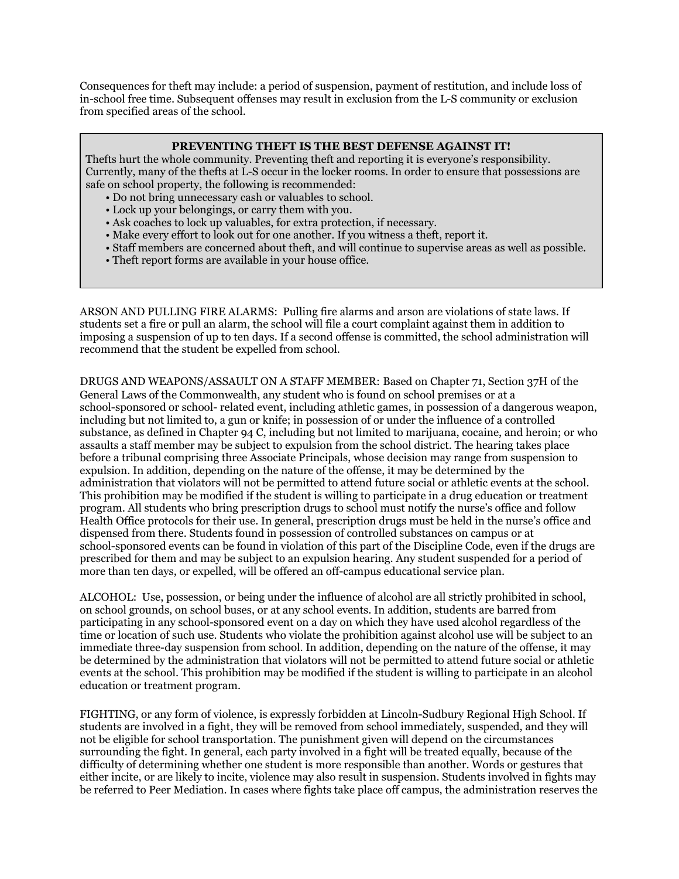Consequences for theft may include: a period of suspension, payment of restitution, and include loss of in-school free time. Subsequent offenses may result in exclusion from the L-S community or exclusion from specified areas of the school.

**PREVENTING THEFT IS THE BEST DEFENSE AGAINST IT!**

Thefts hurt the whole community. Preventing theft and reporting it is everyone's responsibility. Currently, many of the thefts at L-S occur in the locker rooms. In order to ensure that possessions are safe on school property, the following is recommended:

- Do not bring unnecessary cash or valuables to school.
- Lock up your belongings, or carry them with you.
- Ask coaches to lock up valuables, for extra protection, if necessary.
- Make every effort to look out for one another. If you witness a theft, report it.
- Staff members are concerned about theft, and will continue to supervise areas as well as possible.
- Theft report forms are available in your house office.

ARSON AND PULLING FIRE ALARMS: Pulling fire alarms and arson are violations of state laws. If students set a fire or pull an alarm, the school will file a court complaint against them in addition to imposing a suspension of up to ten days. If a second offense is committed, the school administration will recommend that the student be expelled from school.

DRUGS AND WEAPONS/ASSAULT ON A STAFF MEMBER: Based on Chapter 71, Section 37H of the General Laws of the Commonwealth, any student who is found on school premises or at a school-sponsored or school- related event, including athletic games, in possession of a dangerous weapon, including but not limited to, a gun or knife; in possession of or under the influence of a controlled substance, as defined in Chapter 94 C, including but not limited to marijuana, cocaine, and heroin; or who assaults a staff member may be subject to expulsion from the school district. The hearing takes place before a tribunal comprising three Associate Principals, whose decision may range from suspension to expulsion. In addition, depending on the nature of the offense, it may be determined by the administration that violators will not be permitted to attend future social or athletic events at the school. This prohibition may be modified if the student is willing to participate in a drug education or treatment program. All students who bring prescription drugs to school must notify the nurse's office and follow Health Office protocols for their use. In general, prescription drugs must be held in the nurse's office and dispensed from there. Students found in possession of controlled substances on campus or at school-sponsored events can be found in violation of this part of the Discipline Code, even if the drugs are prescribed for them and may be subject to an expulsion hearing. Any student suspended for a period of more than ten days, or expelled, will be offered an off-campus educational service plan.

ALCOHOL: Use, possession, or being under the influence of alcohol are all strictly prohibited in school, on school grounds, on school buses, or at any school events. In addition, students are barred from participating in any school-sponsored event on a day on which they have used alcohol regardless of the time or location of such use. Students who violate the prohibition against alcohol use will be subject to an immediate three-day suspension from school. In addition, depending on the nature of the offense, it may be determined by the administration that violators will not be permitted to attend future social or athletic events at the school. This prohibition may be modified if the student is willing to participate in an alcohol education or treatment program.

FIGHTING, or any form of violence, is expressly forbidden at Lincoln-Sudbury Regional High School. If students are involved in a fight, they will be removed from school immediately, suspended, and they will not be eligible for school transportation. The punishment given will depend on the circumstances surrounding the fight. In general, each party involved in a fight will be treated equally, because of the difficulty of determining whether one student is more responsible than another. Words or gestures that either incite, or are likely to incite, violence may also result in suspension. Students involved in fights may be referred to Peer Mediation. In cases where fights take place off campus, the administration reserves the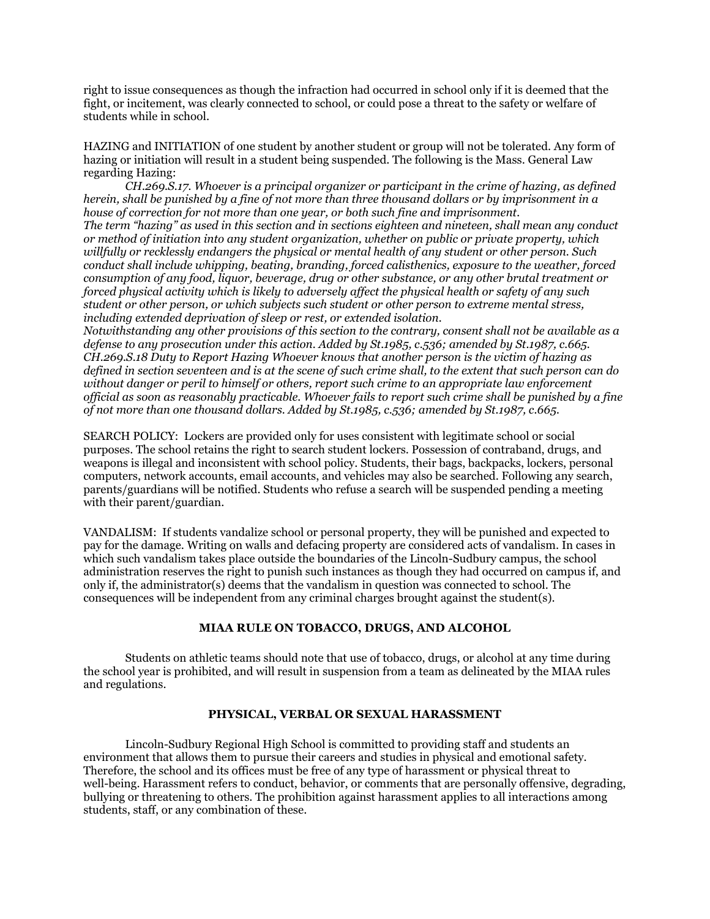right to issue consequences as though the infraction had occurred in school only if it is deemed that the fight, or incitement, was clearly connected to school, or could pose a threat to the safety or welfare of students while in school.

HAZING and INITIATION of one student by another student or group will not be tolerated. Any form of hazing or initiation will result in a student being suspended. The following is the Mass. General Law regarding Hazing:

*CH.269.S.17. Whoever is a principal organizer or participant in the crime of hazing, as defined herein, shall be punished by a fine of not more than three thousand dollars or by imprisonment in a house of correction for not more than one year, or both such fine and imprisonment.*
*The term "hazing" as used in this section and in sections eighteen and nineteen, shall mean any conduct or method of initiation into any student organization, whether on public or private property, which willfully or recklessly endangers the physical or mental health of any student or other person. Such conduct shall include whipping, beating, branding, forced calisthenics, exposure to the weather, forced consumption of any food, liquor, beverage, drug or other substance, or any other brutal treatment or forced physical activity which is likely to adversely affect the physical health or safety of any such student or other person, or which subjects such student or other person to extreme mental stress, including extended deprivation of sleep or rest, or extended isolation.*
*Notwithstanding any other provisions of this section to the contrary, consent shall not be available as a defense to any prosecution under this action. Added by St.1985, c.536; amended by St.1987, c.665.*
*CH.269.S.18 Duty to Report Hazing Whoever knows that another person is the victim of hazing as defined in section seventeen and is at the scene of such crime shall, to the extent that such person can do without danger or peril to himself or others, report such crime to an appropriate law enforcement official as soon as reasonably practicable. Whoever fails to report such crime shall be punished by a fine of not more than one thousand dollars. Added by St.1985, c.536; amended by St.1987, c.665.*

SEARCH POLICY: Lockers are provided only for uses consistent with legitimate school or social purposes. The school retains the right to search student lockers. Possession of contraband, drugs, and weapons is illegal and inconsistent with school policy. Students, their bags, backpacks, lockers, personal computers, network accounts, email accounts, and vehicles may also be searched. Following any search, parents/guardians will be notified. Students who refuse a search will be suspended pending a meeting with their parent/guardian.

VANDALISM: If students vandalize school or personal property, they will be punished and expected to pay for the damage. Writing on walls and defacing property are considered acts of vandalism. In cases in which such vandalism takes place outside the boundaries of the Lincoln-Sudbury campus, the school administration reserves the right to punish such instances as though they had occurred on campus if, and only if, the administrator(s) deems that the vandalism in question was connected to school. The consequences will be independent from any criminal charges brought against the student(s).

## MIAA RULE ON TOBACCO, DRUGS, AND ALCOHOL

Students on athletic teams should note that use of tobacco, drugs, or alcohol at any time during the school year is prohibited, and will result in suspension from a team as delineated by the MIAA rules and regulations.

## PHYSICAL, VERBAL OR SEXUAL HARASSMENT

Lincoln-Sudbury Regional High School is committed to providing staff and students an environment that allows them to pursue their careers and studies in physical and emotional safety. Therefore, the school and its offices must be free of any type of harassment or physical threat to well-being. Harassment refers to conduct, behavior, or comments that are personally offensive, degrading, bullying or threatening to others. The prohibition against harassment applies to all interactions among students, staff, or any combination of these.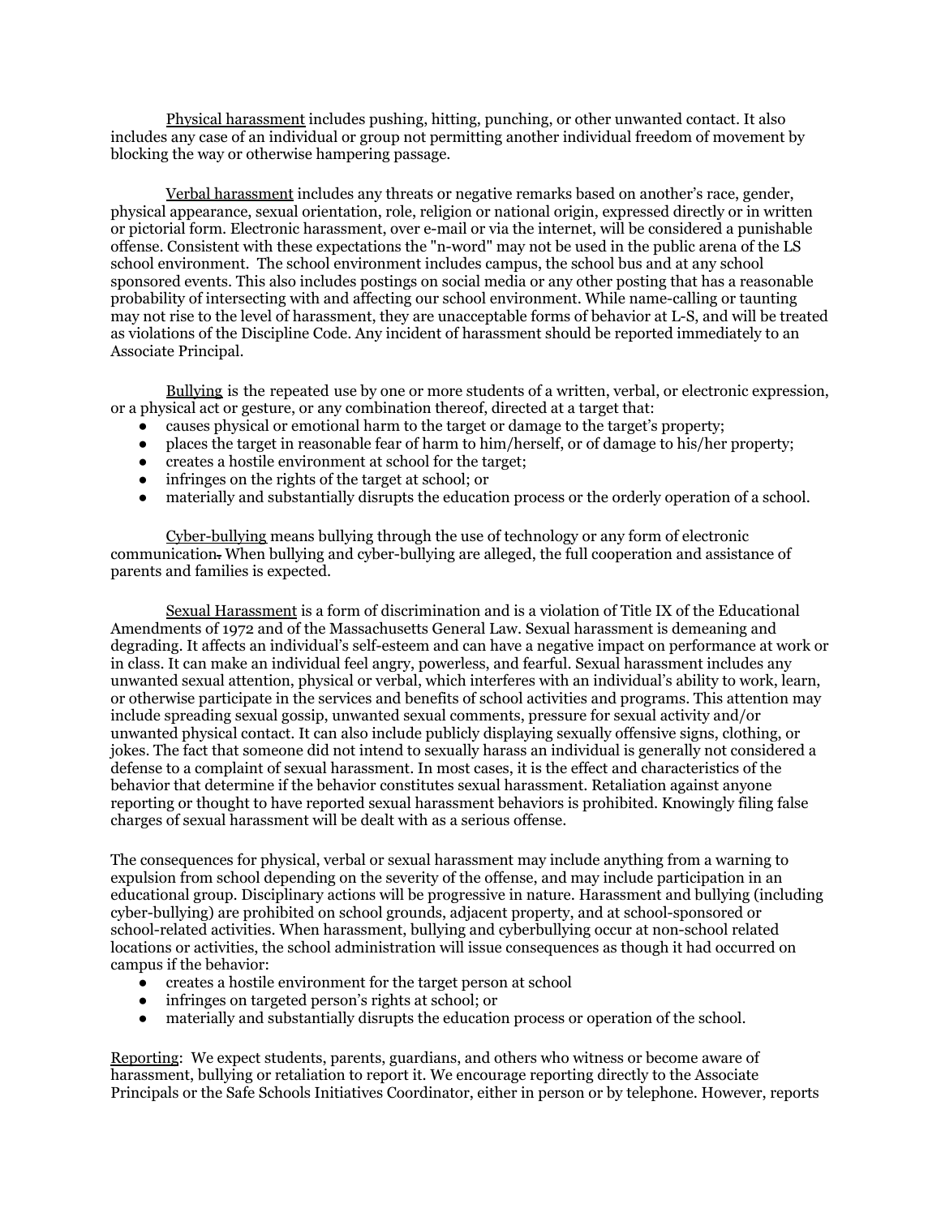<u>Physical harassment</u> includes pushing, hitting, punching, or other unwanted contact. It also includes any case of an individual or group not permitting another individual freedom of movement by blocking the way or otherwise hampering passage.

<u>Verbal harassment</u> includes any threats or negative remarks based on another's race, gender, physical appearance, sexual orientation, role, religion or national origin, expressed directly or in written or pictorial form. Electronic harassment, over e-mail or via the internet, will be considered a punishable offense. Consistent with these expectations the "n-word" may not be used in the public arena of the LS school environment. The school environment includes campus, the school bus and at any school sponsored events. This also includes postings on social media or any other posting that has a reasonable probability of intersecting with and affecting our school environment. While name-calling or taunting may not rise to the level of harassment, they are unacceptable forms of behavior at L-S, and will be treated as violations of the Discipline Code. Any incident of harassment should be reported immediately to an Associate Principal.

<u>Bullying</u> is the repeated use by one or more students of a written, verbal, or electronic expression, or a physical act or gesture, or any combination thereof, directed at a target that:

- causes physical or emotional harm to the target or damage to the target's property;
- places the target in reasonable fear of harm to him/herself, or of damage to his/her property;
- creates a hostile environment at school for the target;
- infringes on the rights of the target at school; or
- materially and substantially disrupts the education process or the orderly operation of a school.

<u>Cyber-bullying</u> means bullying through the use of technology or any form of electronic communication. When bullying and cyber-bullying are alleged, the full cooperation and assistance of parents and families is expected.

<u>Sexual Harassment</u> is a form of discrimination and is a violation of Title IX of the Educational Amendments of 1972 and of the Massachusetts General Law. Sexual harassment is demeaning and degrading. It affects an individual's self-esteem and can have a negative impact on performance at work or in class. It can make an individual feel angry, powerless, and fearful. Sexual harassment includes any unwanted sexual attention, physical or verbal, which interferes with an individual's ability to work, learn, or otherwise participate in the services and benefits of school activities and programs. This attention may include spreading sexual gossip, unwanted sexual comments, pressure for sexual activity and/or unwanted physical contact. It can also include publicly displaying sexually offensive signs, clothing, or jokes. The fact that someone did not intend to sexually harass an individual is generally not considered a defense to a complaint of sexual harassment. In most cases, it is the effect and characteristics of the behavior that determine if the behavior constitutes sexual harassment. Retaliation against anyone reporting or thought to have reported sexual harassment behaviors is prohibited. Knowingly filing false charges of sexual harassment will be dealt with as a serious offense.

The consequences for physical, verbal or sexual harassment may include anything from a warning to expulsion from school depending on the severity of the offense, and may include participation in an educational group. Disciplinary actions will be progressive in nature. Harassment and bullying (including cyber-bullying) are prohibited on school grounds, adjacent property, and at school-sponsored or school-related activities. When harassment, bullying and cyberbullying occur at non-school related locations or activities, the school administration will issue consequences as though it had occurred on campus if the behavior:

- creates a hostile environment for the target person at school
- infringes on targeted person's rights at school; or
- materially and substantially disrupts the education process or operation of the school.

<u>Reporting</u>: We expect students, parents, guardians, and others who witness or become aware of harassment, bullying or retaliation to report it. We encourage reporting directly to the Associate Principals or the Safe Schools Initiatives Coordinator, either in person or by telephone. However, reports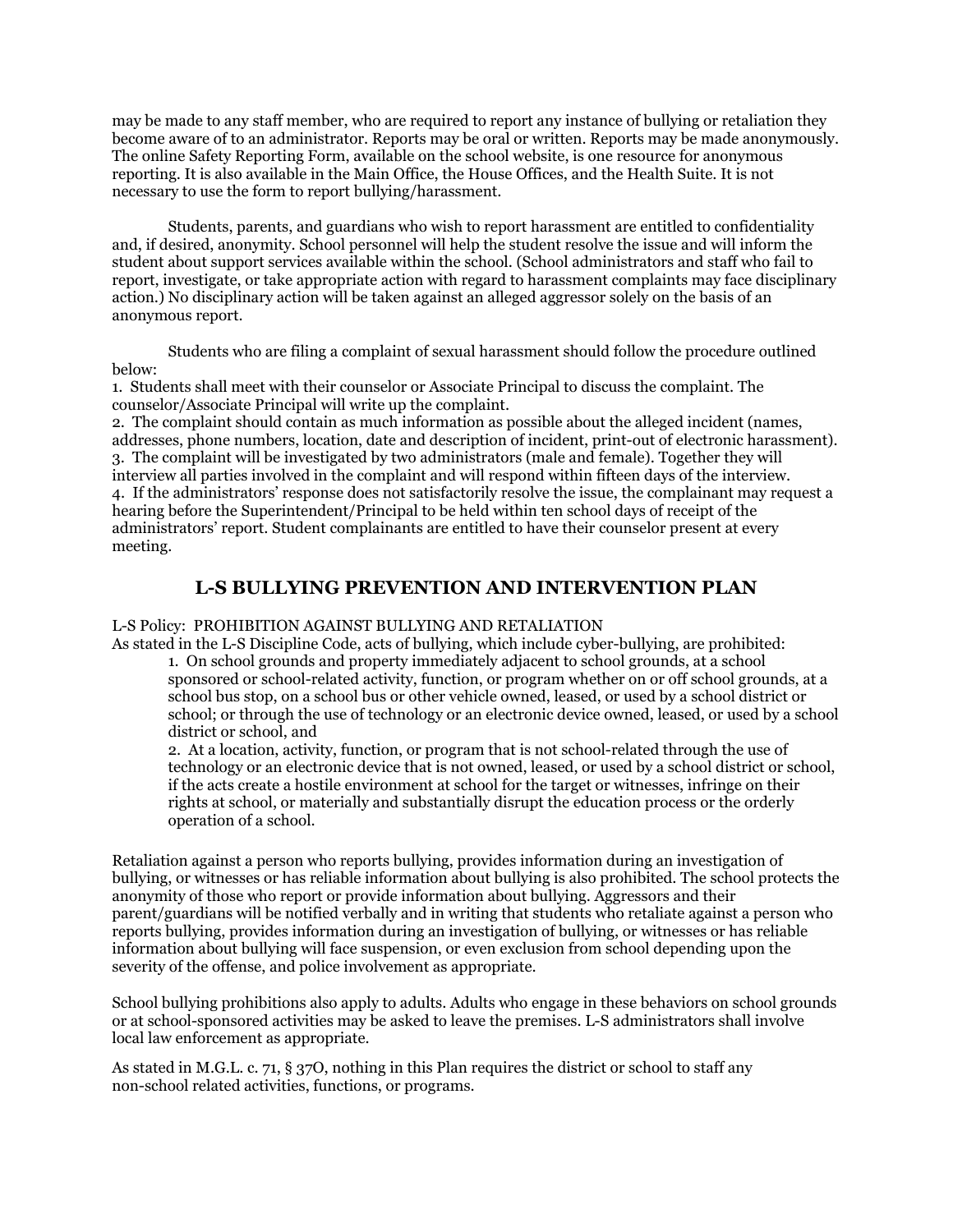may be made to any staff member, who are required to report any instance of bullying or retaliation they become aware of to an administrator. Reports may be oral or written. Reports may be made anonymously. The online Safety Reporting Form, available on the school website, is one resource for anonymous reporting. It is also available in the Main Office, the House Offices, and the Health Suite. It is not necessary to use the form to report bullying/harassment.

Students, parents, and guardians who wish to report harassment are entitled to confidentiality and, if desired, anonymity. School personnel will help the student resolve the issue and will inform the student about support services available within the school. (School administrators and staff who fail to report, investigate, or take appropriate action with regard to harassment complaints may face disciplinary action.) No disciplinary action will be taken against an alleged aggressor solely on the basis of an anonymous report.

Students who are filing a complaint of sexual harassment should follow the procedure outlined below:

1. Students shall meet with their counselor or Associate Principal to discuss the complaint. The counselor/Associate Principal will write up the complaint.
2. The complaint should contain as much information as possible about the alleged incident (names, addresses, phone numbers, location, date and description of incident, print-out of electronic harassment).
3. The complaint will be investigated by two administrators (male and female). Together they will interview all parties involved in the complaint and will respond within fifteen days of the interview.
4. If the administrators' response does not satisfactorily resolve the issue, the complainant may request a hearing before the Superintendent/Principal to be held within ten school days of receipt of the administrators' report. Student complainants are entitled to have their counselor present at every meeting.

## L-S BULLYING PREVENTION AND INTERVENTION PLAN

L-S Policy: PROHIBITION AGAINST BULLYING AND RETALIATION

As stated in the L-S Discipline Code, acts of bullying, which include cyber-bullying, are prohibited:

1. On school grounds and property immediately adjacent to school grounds, at a school sponsored or school-related activity, function, or program whether on or off school grounds, at a school bus stop, on a school bus or other vehicle owned, leased, or used by a school district or school; or through the use of technology or an electronic device owned, leased, or used by a school district or school, and
2. At a location, activity, function, or program that is not school-related through the use of technology or an electronic device that is not owned, leased, or used by a school district or school, if the acts create a hostile environment at school for the target or witnesses, infringe on their rights at school, or materially and substantially disrupt the education process or the orderly operation of a school.

Retaliation against a person who reports bullying, provides information during an investigation of bullying, or witnesses or has reliable information about bullying is also prohibited. The school protects the anonymity of those who report or provide information about bullying. Aggressors and their parent/guardians will be notified verbally and in writing that students who retaliate against a person who reports bullying, provides information during an investigation of bullying, or witnesses or has reliable information about bullying will face suspension, or even exclusion from school depending upon the severity of the offense, and police involvement as appropriate.

School bullying prohibitions also apply to adults. Adults who engage in these behaviors on school grounds or at school-sponsored activities may be asked to leave the premises. L-S administrators shall involve local law enforcement as appropriate.

As stated in M.G.L. c. 71, § 37O, nothing in this Plan requires the district or school to staff any non-school related activities, functions, or programs.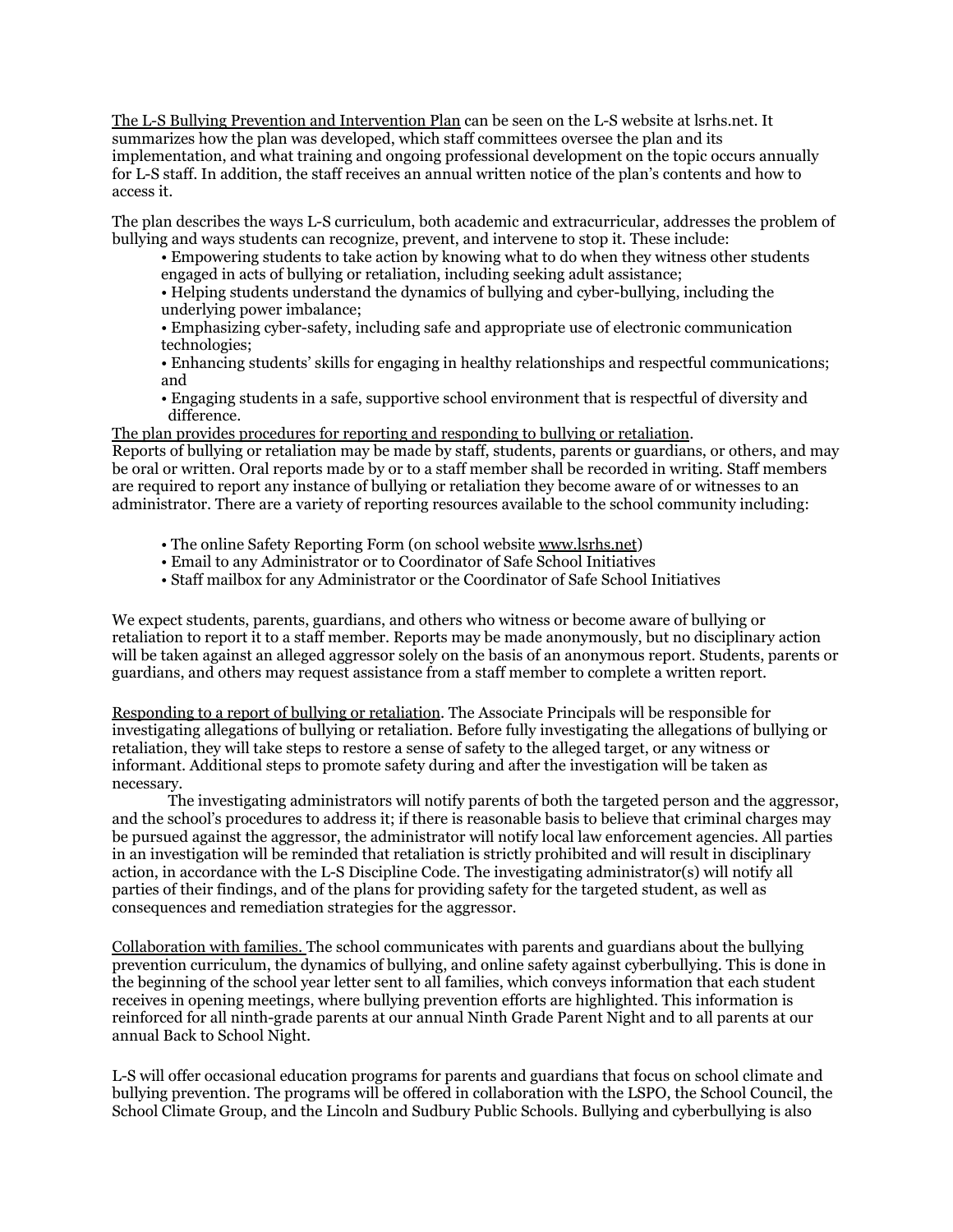The L-S Bullying Prevention and Intervention Plan can be seen on the L-S website at lsrhs.net. It summarizes how the plan was developed, which staff committees oversee the plan and its implementation, and what training and ongoing professional development on the topic occurs annually for L-S staff. In addition, the staff receives an annual written notice of the plan's contents and how to access it.

The plan describes the ways L-S curriculum, both academic and extracurricular, addresses the problem of bullying and ways students can recognize, prevent, and intervene to stop it. These include:

- Empowering students to take action by knowing what to do when they witness other students engaged in acts of bullying or retaliation, including seeking adult assistance;
- Helping students understand the dynamics of bullying and cyber-bullying, including the underlying power imbalance;
- Emphasizing cyber-safety, including safe and appropriate use of electronic communication technologies;
- Enhancing students' skills for engaging in healthy relationships and respectful communications; and
- Engaging students in a safe, supportive school environment that is respectful of diversity and difference.

The plan provides procedures for reporting and responding to bullying or retaliation. Reports of bullying or retaliation may be made by staff, students, parents or guardians, or others, and may be oral or written. Oral reports made by or to a staff member shall be recorded in writing. Staff members are required to report any instance of bullying or retaliation they become aware of or witnesses to an administrator. There are a variety of reporting resources available to the school community including:

- The online Safety Reporting Form (on school website www.lsrhs.net)
- Email to any Administrator or to Coordinator of Safe School Initiatives
- Staff mailbox for any Administrator or the Coordinator of Safe School Initiatives

We expect students, parents, guardians, and others who witness or become aware of bullying or retaliation to report it to a staff member. Reports may be made anonymously, but no disciplinary action will be taken against an alleged aggressor solely on the basis of an anonymous report. Students, parents or guardians, and others may request assistance from a staff member to complete a written report.

Responding to a report of bullying or retaliation. The Associate Principals will be responsible for investigating allegations of bullying or retaliation. Before fully investigating the allegations of bullying or retaliation, they will take steps to restore a sense of safety to the alleged target, or any witness or informant. Additional steps to promote safety during and after the investigation will be taken as necessary.

The investigating administrators will notify parents of both the targeted person and the aggressor, and the school's procedures to address it; if there is reasonable basis to believe that criminal charges may be pursued against the aggressor, the administrator will notify local law enforcement agencies. All parties in an investigation will be reminded that retaliation is strictly prohibited and will result in disciplinary action, in accordance with the L-S Discipline Code. The investigating administrator(s) will notify all parties of their findings, and of the plans for providing safety for the targeted student, as well as consequences and remediation strategies for the aggressor.

Collaboration with families. The school communicates with parents and guardians about the bullying prevention curriculum, the dynamics of bullying, and online safety against cyberbullying. This is done in the beginning of the school year letter sent to all families, which conveys information that each student receives in opening meetings, where bullying prevention efforts are highlighted. This information is reinforced for all ninth-grade parents at our annual Ninth Grade Parent Night and to all parents at our annual Back to School Night.

L-S will offer occasional education programs for parents and guardians that focus on school climate and bullying prevention. The programs will be offered in collaboration with the LSPO, the School Council, the School Climate Group, and the Lincoln and Sudbury Public Schools. Bullying and cyberbullying is also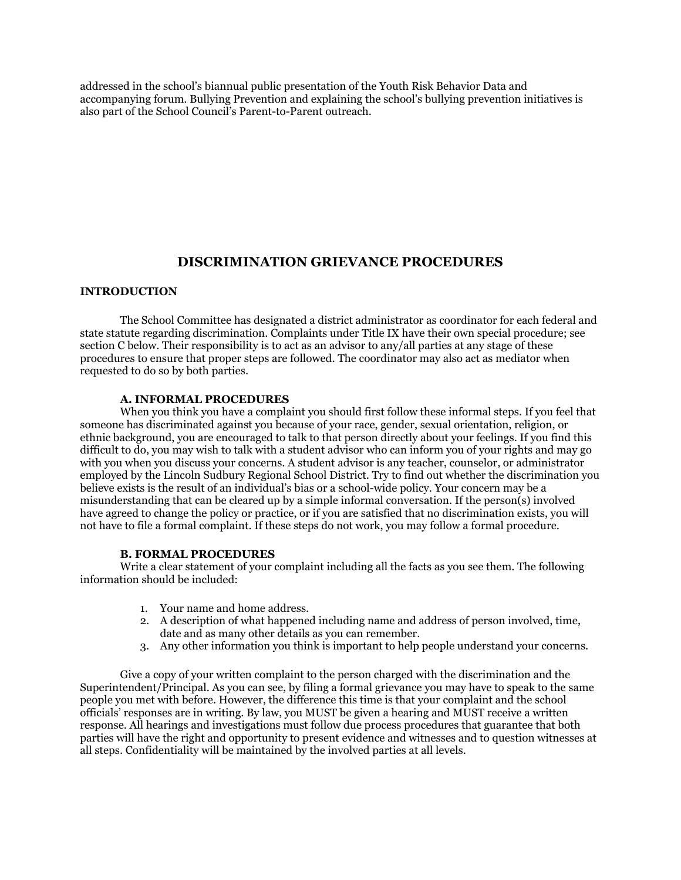addressed in the school's biannual public presentation of the Youth Risk Behavior Data and accompanying forum. Bullying Prevention and explaining the school's bullying prevention initiatives is also part of the School Council's Parent-to-Parent outreach.

## DISCRIMINATION GRIEVANCE PROCEDURES

### INTRODUCTION

The School Committee has designated a district administrator as coordinator for each federal and state statute regarding discrimination. Complaints under Title IX have their own special procedure; see section C below. Their responsibility is to act as an advisor to any/all parties at any stage of these procedures to ensure that proper steps are followed. The coordinator may also act as mediator when requested to do so by both parties.

#### A. INFORMAL PROCEDURES

When you think you have a complaint you should first follow these informal steps. If you feel that someone has discriminated against you because of your race, gender, sexual orientation, religion, or ethnic background, you are encouraged to talk to that person directly about your feelings. If you find this difficult to do, you may wish to talk with a student advisor who can inform you of your rights and may go with you when you discuss your concerns. A student advisor is any teacher, counselor, or administrator employed by the Lincoln Sudbury Regional School District. Try to find out whether the discrimination you believe exists is the result of an individual's bias or a school-wide policy. Your concern may be a misunderstanding that can be cleared up by a simple informal conversation. If the person(s) involved have agreed to change the policy or practice, or if you are satisfied that no discrimination exists, you will not have to file a formal complaint. If these steps do not work, you may follow a formal procedure.

#### B. FORMAL PROCEDURES

Write a clear statement of your complaint including all the facts as you see them. The following information should be included:

1. Your name and home address.
2. A description of what happened including name and address of person involved, time, date and as many other details as you can remember.
3. Any other information you think is important to help people understand your concerns.

Give a copy of your written complaint to the person charged with the discrimination and the Superintendent/Principal. As you can see, by filing a formal grievance you may have to speak to the same people you met with before. However, the difference this time is that your complaint and the school officials' responses are in writing. By law, you MUST be given a hearing and MUST receive a written response. All hearings and investigations must follow due process procedures that guarantee that both parties will have the right and opportunity to present evidence and witnesses and to question witnesses at all steps. Confidentiality will be maintained by the involved parties at all levels.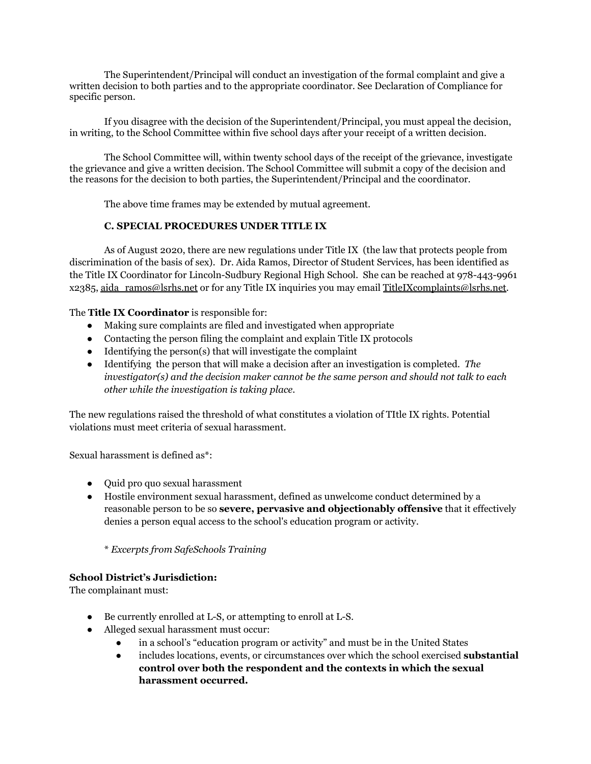The Superintendent/Principal will conduct an investigation of the formal complaint and give a written decision to both parties and to the appropriate coordinator. See Declaration of Compliance for specific person.

If you disagree with the decision of the Superintendent/Principal, you must appeal the decision, in writing, to the School Committee within five school days after your receipt of a written decision.

The School Committee will, within twenty school days of the receipt of the grievance, investigate the grievance and give a written decision. The School Committee will submit a copy of the decision and the reasons for the decision to both parties, the Superintendent/Principal and the coordinator.

The above time frames may be extended by mutual agreement.

### C. SPECIAL PROCEDURES UNDER TITLE IX

As of August 2020, there are new regulations under Title IX (the law that protects people from discrimination of the basis of sex). Dr. Aida Ramos, Director of Student Services, has been identified as the Title IX Coordinator for Lincoln-Sudbury Regional High School. She can be reached at 978-443-9961 x2385, aida_ramos@lsrhs.net or for any Title IX inquiries you may email TitleIXcomplaints@lsrhs.net.

The **Title IX Coordinator** is responsible for:

- Making sure complaints are filed and investigated when appropriate
- Contacting the person filing the complaint and explain Title IX protocols
- Identifying the person(s) that will investigate the complaint
- Identifying the person that will make a decision after an investigation is completed. *The investigator(s) and the decision maker cannot be the same person and should not talk to each other while the investigation is taking place.*

The new regulations raised the threshold of what constitutes a violation of TItle IX rights. Potential violations must meet criteria of sexual harassment.

Sexual harassment is defined as*:

- Quid pro quo sexual harassment
- Hostile environment sexual harassment, defined as unwelcome conduct determined by a reasonable person to be so **severe, pervasive and objectionably offensive** that it effectively denies a person equal access to the school's education program or activity.

\* *Excerpts from SafeSchools Training*

**School District's Jurisdiction:**
The complainant must:

- Be currently enrolled at L-S, or attempting to enroll at L-S.
- Alleged sexual harassment must occur:
  - in a school's "education program or activity" and must be in the United States
  - includes locations, events, or circumstances over which the school exercised **substantial control over both the respondent and the contexts in which the sexual harassment occurred.**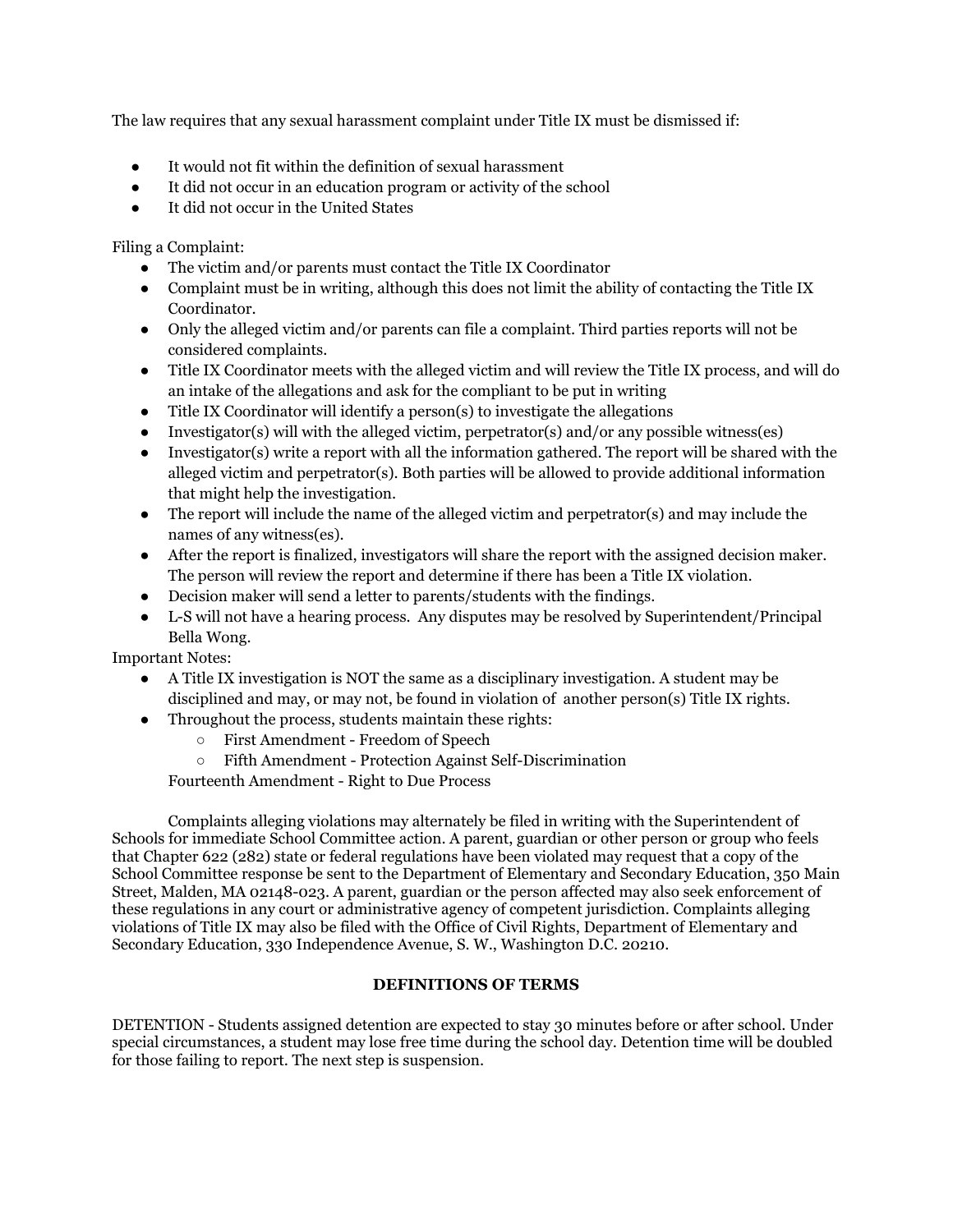The law requires that any sexual harassment complaint under Title IX must be dismissed if:

- It would not fit within the definition of sexual harassment
- It did not occur in an education program or activity of the school
- It did not occur in the United States

Filing a Complaint:

- The victim and/or parents must contact the Title IX Coordinator
- Complaint must be in writing, although this does not limit the ability of contacting the Title IX Coordinator.
- Only the alleged victim and/or parents can file a complaint. Third parties reports will not be considered complaints.
- Title IX Coordinator meets with the alleged victim and will review the Title IX process, and will do an intake of the allegations and ask for the compliant to be put in writing
- Title IX Coordinator will identify a person(s) to investigate the allegations
- Investigator(s) will with the alleged victim, perpetrator(s) and/or any possible witness(es)
- Investigator(s) write a report with all the information gathered. The report will be shared with the alleged victim and perpetrator(s). Both parties will be allowed to provide additional information that might help the investigation.
- The report will include the name of the alleged victim and perpetrator(s) and may include the names of any witness(es).
- After the report is finalized, investigators will share the report with the assigned decision maker. The person will review the report and determine if there has been a Title IX violation.
- Decision maker will send a letter to parents/students with the findings.
- L-S will not have a hearing process. Any disputes may be resolved by Superintendent/Principal Bella Wong.

Important Notes:

- A Title IX investigation is NOT the same as a disciplinary investigation. A student may be disciplined and may, or may not, be found in violation of another person(s) Title IX rights.
- Throughout the process, students maintain these rights:
  - First Amendment - Freedom of Speech
  - Fifth Amendment - Protection Against Self-Discrimination

  Fourteenth Amendment - Right to Due Process

Complaints alleging violations may alternately be filed in writing with the Superintendent of Schools for immediate School Committee action. A parent, guardian or other person or group who feels that Chapter 622 (282) state or federal regulations have been violated may request that a copy of the School Committee response be sent to the Department of Elementary and Secondary Education, 350 Main Street, Malden, MA 02148-023. A parent, guardian or the person affected may also seek enforcement of these regulations in any court or administrative agency of competent jurisdiction. Complaints alleging violations of Title IX may also be filed with the Office of Civil Rights, Department of Elementary and Secondary Education, 330 Independence Avenue, S. W., Washington D.C. 20210.

**DEFINITIONS OF TERMS**

DETENTION - Students assigned detention are expected to stay 30 minutes before or after school. Under special circumstances, a student may lose free time during the school day. Detention time will be doubled for those failing to report. The next step is suspension.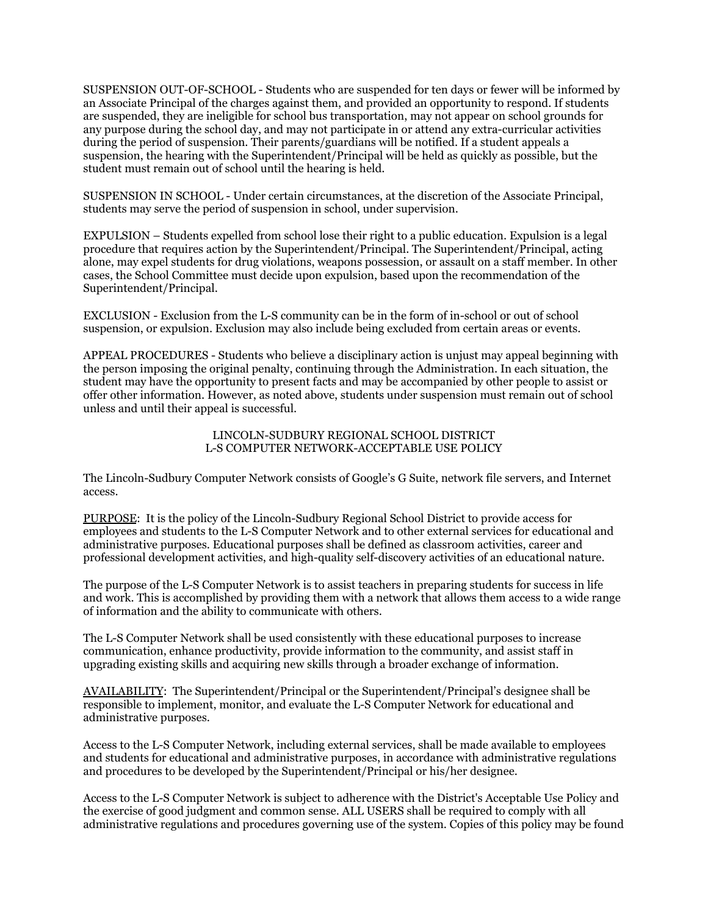SUSPENSION OUT-OF-SCHOOL - Students who are suspended for ten days or fewer will be informed by an Associate Principal of the charges against them, and provided an opportunity to respond. If students are suspended, they are ineligible for school bus transportation, may not appear on school grounds for any purpose during the school day, and may not participate in or attend any extra-curricular activities during the period of suspension. Their parents/guardians will be notified. If a student appeals a suspension, the hearing with the Superintendent/Principal will be held as quickly as possible, but the student must remain out of school until the hearing is held.

SUSPENSION IN SCHOOL - Under certain circumstances, at the discretion of the Associate Principal, students may serve the period of suspension in school, under supervision.

EXPULSION – Students expelled from school lose their right to a public education. Expulsion is a legal procedure that requires action by the Superintendent/Principal. The Superintendent/Principal, acting alone, may expel students for drug violations, weapons possession, or assault on a staff member. In other cases, the School Committee must decide upon expulsion, based upon the recommendation of the Superintendent/Principal.

EXCLUSION - Exclusion from the L-S community can be in the form of in-school or out of school suspension, or expulsion. Exclusion may also include being excluded from certain areas or events.

APPEAL PROCEDURES - Students who believe a disciplinary action is unjust may appeal beginning with the person imposing the original penalty, continuing through the Administration. In each situation, the student may have the opportunity to present facts and may be accompanied by other people to assist or offer other information. However, as noted above, students under suspension must remain out of school unless and until their appeal is successful.

## LINCOLN-SUDBURY REGIONAL SCHOOL DISTRICT
## L-S COMPUTER NETWORK-ACCEPTABLE USE POLICY

The Lincoln-Sudbury Computer Network consists of Google's G Suite, network file servers, and Internet access.

<u>PURPOSE</u>: It is the policy of the Lincoln-Sudbury Regional School District to provide access for employees and students to the L-S Computer Network and to other external services for educational and administrative purposes. Educational purposes shall be defined as classroom activities, career and professional development activities, and high-quality self-discovery activities of an educational nature.

The purpose of the L-S Computer Network is to assist teachers in preparing students for success in life and work. This is accomplished by providing them with a network that allows them access to a wide range of information and the ability to communicate with others.

The L-S Computer Network shall be used consistently with these educational purposes to increase communication, enhance productivity, provide information to the community, and assist staff in upgrading existing skills and acquiring new skills through a broader exchange of information.

<u>AVAILABILITY</u>: The Superintendent/Principal or the Superintendent/Principal's designee shall be responsible to implement, monitor, and evaluate the L-S Computer Network for educational and administrative purposes.

Access to the L-S Computer Network, including external services, shall be made available to employees and students for educational and administrative purposes, in accordance with administrative regulations and procedures to be developed by the Superintendent/Principal or his/her designee.

Access to the L-S Computer Network is subject to adherence with the District's Acceptable Use Policy and the exercise of good judgment and common sense. ALL USERS shall be required to comply with all administrative regulations and procedures governing use of the system. Copies of this policy may be found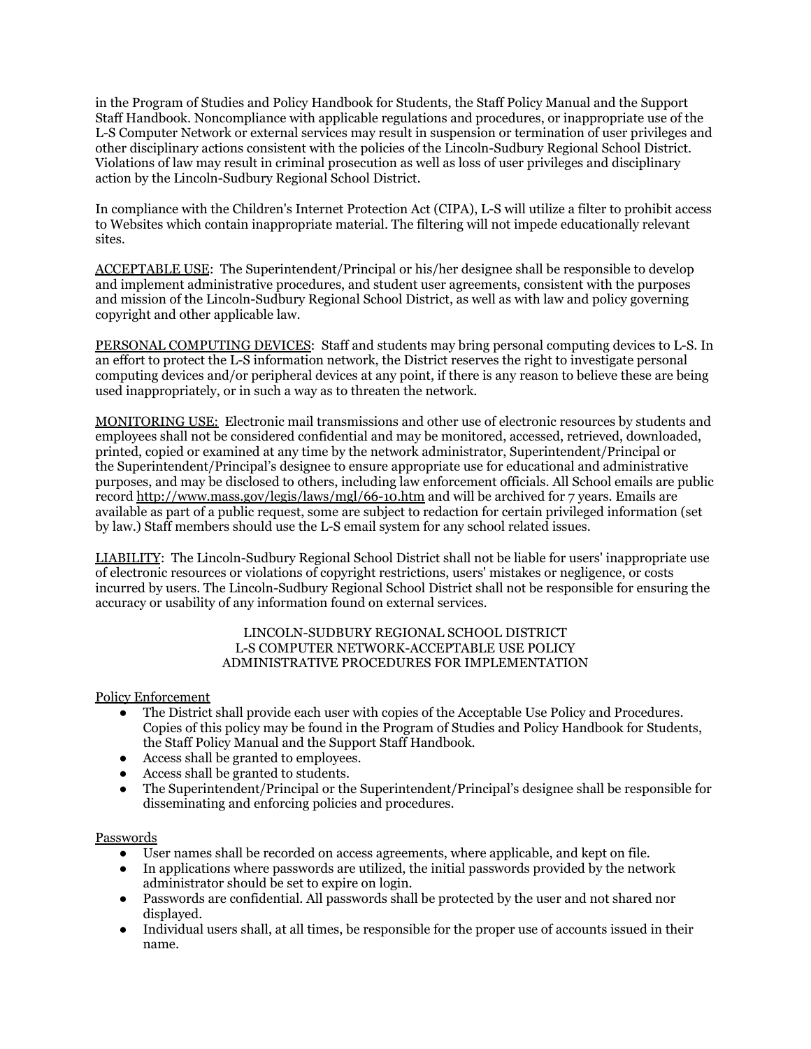in the Program of Studies and Policy Handbook for Students, the Staff Policy Manual and the Support Staff Handbook. Noncompliance with applicable regulations and procedures, or inappropriate use of the L-S Computer Network or external services may result in suspension or termination of user privileges and other disciplinary actions consistent with the policies of the Lincoln-Sudbury Regional School District. Violations of law may result in criminal prosecution as well as loss of user privileges and disciplinary action by the Lincoln-Sudbury Regional School District.

In compliance with the Children's Internet Protection Act (CIPA), L-S will utilize a filter to prohibit access to Websites which contain inappropriate material. The filtering will not impede educationally relevant sites.

<u>ACCEPTABLE USE</u>: The Superintendent/Principal or his/her designee shall be responsible to develop and implement administrative procedures, and student user agreements, consistent with the purposes and mission of the Lincoln-Sudbury Regional School District, as well as with law and policy governing copyright and other applicable law.

<u>PERSONAL COMPUTING DEVICES</u>: Staff and students may bring personal computing devices to L-S. In an effort to protect the L-S information network, the District reserves the right to investigate personal computing devices and/or peripheral devices at any point, if there is any reason to believe these are being used inappropriately, or in such a way as to threaten the network.

<u>MONITORING USE:</u> Electronic mail transmissions and other use of electronic resources by students and employees shall not be considered confidential and may be monitored, accessed, retrieved, downloaded, printed, copied or examined at any time by the network administrator, Superintendent/Principal or the Superintendent/Principal's designee to ensure appropriate use for educational and administrative purposes, and may be disclosed to others, including law enforcement officials. All School emails are public record http://www.mass.gov/legis/laws/mgl/66-10.htm and will be archived for 7 years. Emails are available as part of a public request, some are subject to redaction for certain privileged information (set by law.) Staff members should use the L-S email system for any school related issues.

<u>LIABILITY</u>: The Lincoln-Sudbury Regional School District shall not be liable for users' inappropriate use of electronic resources or violations of copyright restrictions, users' mistakes or negligence, or costs incurred by users. The Lincoln-Sudbury Regional School District shall not be responsible for ensuring the accuracy or usability of any information found on external services.

LINCOLN-SUDBURY REGIONAL SCHOOL DISTRICT
L-S COMPUTER NETWORK-ACCEPTABLE USE POLICY
ADMINISTRATIVE PROCEDURES FOR IMPLEMENTATION

<u>Policy Enforcement</u>

- The District shall provide each user with copies of the Acceptable Use Policy and Procedures. Copies of this policy may be found in the Program of Studies and Policy Handbook for Students, the Staff Policy Manual and the Support Staff Handbook.
- Access shall be granted to employees.
- Access shall be granted to students.
- The Superintendent/Principal or the Superintendent/Principal's designee shall be responsible for disseminating and enforcing policies and procedures.

<u>Passwords</u>

- User names shall be recorded on access agreements, where applicable, and kept on file.
- In applications where passwords are utilized, the initial passwords provided by the network administrator should be set to expire on login.
- Passwords are confidential. All passwords shall be protected by the user and not shared nor displayed.
- Individual users shall, at all times, be responsible for the proper use of accounts issued in their name.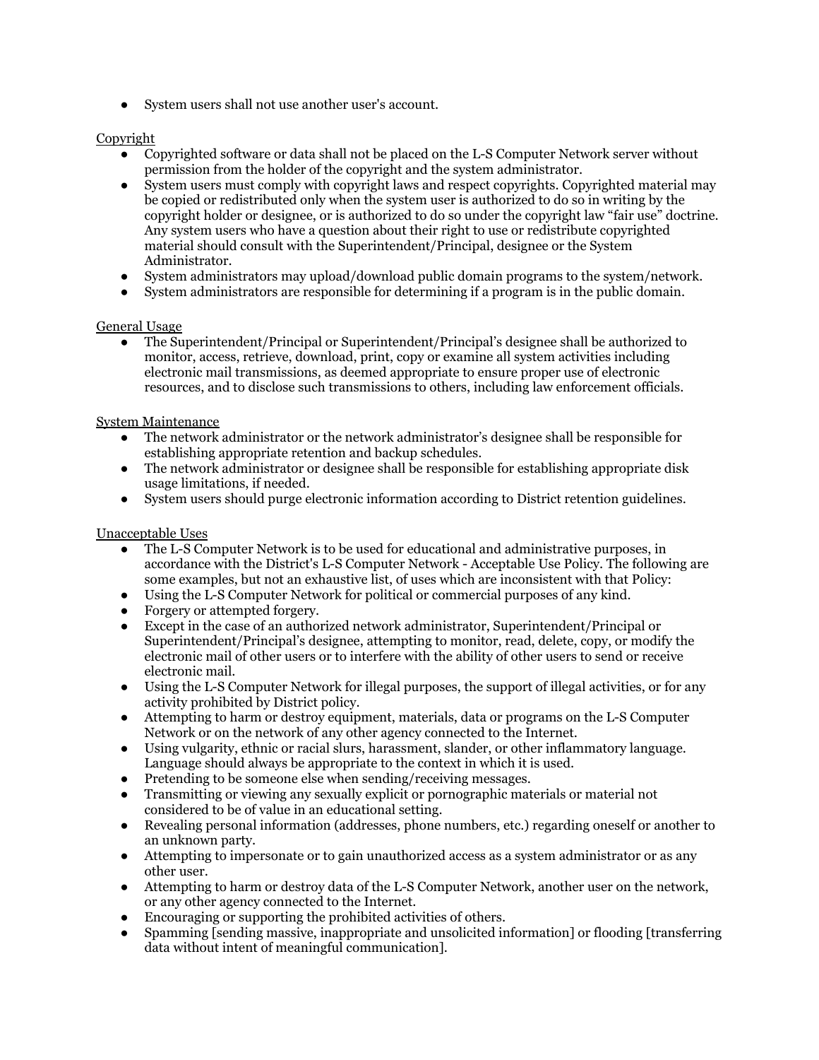- System users shall not use another user's account.

Copyright

- Copyrighted software or data shall not be placed on the L-S Computer Network server without permission from the holder of the copyright and the system administrator.
- System users must comply with copyright laws and respect copyrights. Copyrighted material may be copied or redistributed only when the system user is authorized to do so in writing by the copyright holder or designee, or is authorized to do so under the copyright law "fair use" doctrine. Any system users who have a question about their right to use or redistribute copyrighted material should consult with the Superintendent/Principal, designee or the System Administrator.
- System administrators may upload/download public domain programs to the system/network.
- System administrators are responsible for determining if a program is in the public domain.

General Usage

- The Superintendent/Principal or Superintendent/Principal's designee shall be authorized to monitor, access, retrieve, download, print, copy or examine all system activities including electronic mail transmissions, as deemed appropriate to ensure proper use of electronic resources, and to disclose such transmissions to others, including law enforcement officials.

System Maintenance

- The network administrator or the network administrator's designee shall be responsible for establishing appropriate retention and backup schedules.
- The network administrator or designee shall be responsible for establishing appropriate disk usage limitations, if needed.
- System users should purge electronic information according to District retention guidelines.

Unacceptable Uses

- The L-S Computer Network is to be used for educational and administrative purposes, in accordance with the District's L-S Computer Network - Acceptable Use Policy. The following are some examples, but not an exhaustive list, of uses which are inconsistent with that Policy:
- Using the L-S Computer Network for political or commercial purposes of any kind.
- Forgery or attempted forgery.
- Except in the case of an authorized network administrator, Superintendent/Principal or Superintendent/Principal's designee, attempting to monitor, read, delete, copy, or modify the electronic mail of other users or to interfere with the ability of other users to send or receive electronic mail.
- Using the L-S Computer Network for illegal purposes, the support of illegal activities, or for any activity prohibited by District policy.
- Attempting to harm or destroy equipment, materials, data or programs on the L-S Computer Network or on the network of any other agency connected to the Internet.
- Using vulgarity, ethnic or racial slurs, harassment, slander, or other inflammatory language. Language should always be appropriate to the context in which it is used.
- Pretending to be someone else when sending/receiving messages.
- Transmitting or viewing any sexually explicit or pornographic materials or material not considered to be of value in an educational setting.
- Revealing personal information (addresses, phone numbers, etc.) regarding oneself or another to an unknown party.
- Attempting to impersonate or to gain unauthorized access as a system administrator or as any other user.
- Attempting to harm or destroy data of the L-S Computer Network, another user on the network, or any other agency connected to the Internet.
- Encouraging or supporting the prohibited activities of others.
- Spamming [sending massive, inappropriate and unsolicited information] or flooding [transferring data without intent of meaningful communication].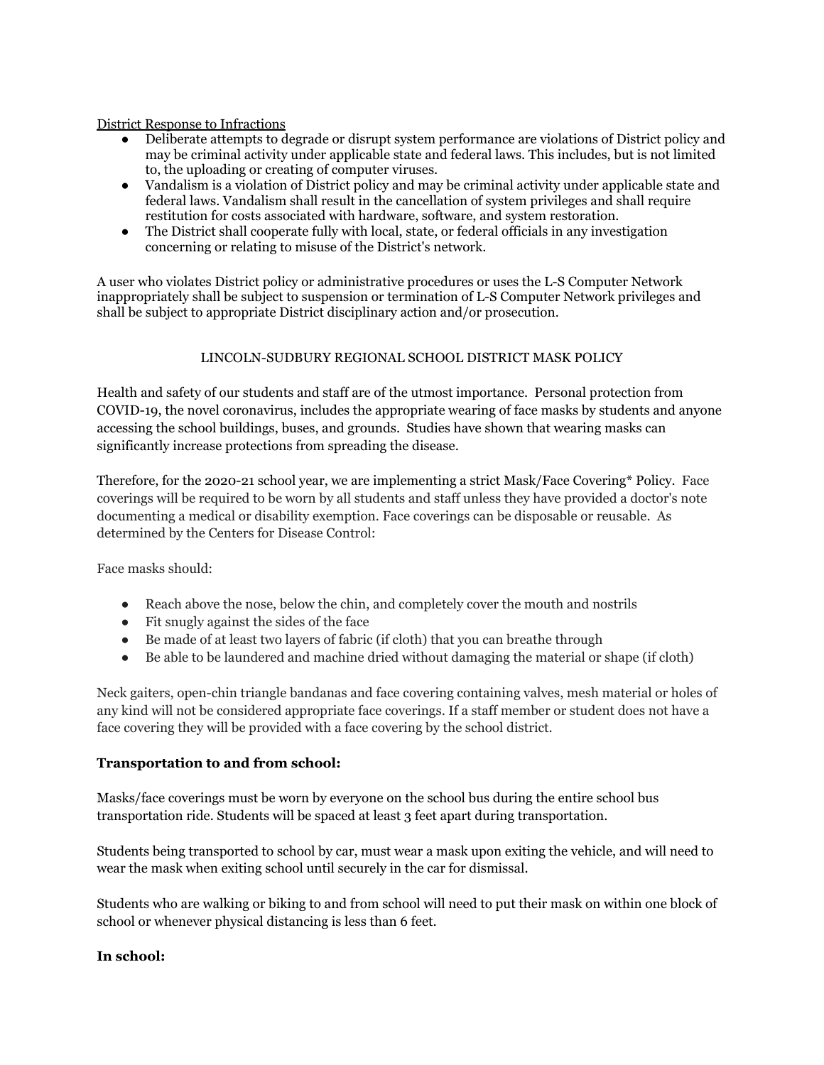District Response to Infractions

- Deliberate attempts to degrade or disrupt system performance are violations of District policy and may be criminal activity under applicable state and federal laws. This includes, but is not limited to, the uploading or creating of computer viruses.
- Vandalism is a violation of District policy and may be criminal activity under applicable state and federal laws. Vandalism shall result in the cancellation of system privileges and shall require restitution for costs associated with hardware, software, and system restoration.
- The District shall cooperate fully with local, state, or federal officials in any investigation concerning or relating to misuse of the District's network.

A user who violates District policy or administrative procedures or uses the L-S Computer Network inappropriately shall be subject to suspension or termination of L-S Computer Network privileges and shall be subject to appropriate District disciplinary action and/or prosecution.

## LINCOLN-SUDBURY REGIONAL SCHOOL DISTRICT MASK POLICY

Health and safety of our students and staff are of the utmost importance. Personal protection from COVID-19, the novel coronavirus, includes the appropriate wearing of face masks by students and anyone accessing the school buildings, buses, and grounds. Studies have shown that wearing masks can significantly increase protections from spreading the disease.

Therefore, for the 2020-21 school year, we are implementing a strict Mask/Face Covering* Policy. Face coverings will be required to be worn by all students and staff unless they have provided a doctor's note documenting a medical or disability exemption. Face coverings can be disposable or reusable. As determined by the Centers for Disease Control:

Face masks should:

- Reach above the nose, below the chin, and completely cover the mouth and nostrils
- Fit snugly against the sides of the face
- Be made of at least two layers of fabric (if cloth) that you can breathe through
- Be able to be laundered and machine dried without damaging the material or shape (if cloth)

Neck gaiters, open-chin triangle bandanas and face covering containing valves, mesh material or holes of any kind will not be considered appropriate face coverings. If a staff member or student does not have a face covering they will be provided with a face covering by the school district.

**Transportation to and from school:**

Masks/face coverings must be worn by everyone on the school bus during the entire school bus transportation ride. Students will be spaced at least 3 feet apart during transportation.

Students being transported to school by car, must wear a mask upon exiting the vehicle, and will need to wear the mask when exiting school until securely in the car for dismissal.

Students who are walking or biking to and from school will need to put their mask on within one block of school or whenever physical distancing is less than 6 feet.

**In school:**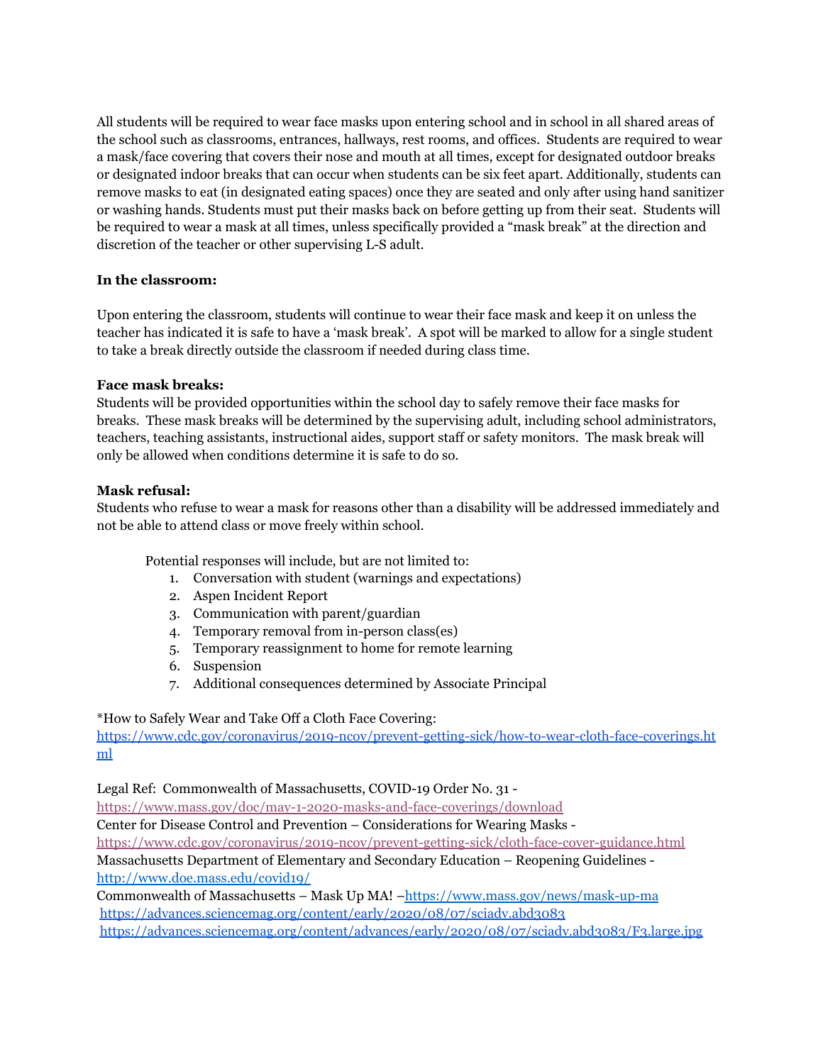All students will be required to wear face masks upon entering school and in school in all shared areas of the school such as classrooms, entrances, hallways, rest rooms, and offices. Students are required to wear a mask/face covering that covers their nose and mouth at all times, except for designated outdoor breaks or designated indoor breaks that can occur when students can be six feet apart. Additionally, students can remove masks to eat (in designated eating spaces) once they are seated and only after using hand sanitizer or washing hands. Students must put their masks back on before getting up from their seat. Students will be required to wear a mask at all times, unless specifically provided a "mask break" at the direction and discretion of the teacher or other supervising L-S adult.

**In the classroom:**

Upon entering the classroom, students will continue to wear their face mask and keep it on unless the teacher has indicated it is safe to have a 'mask break'. A spot will be marked to allow for a single student to take a break directly outside the classroom if needed during class time.

**Face mask breaks:**

Students will be provided opportunities within the school day to safely remove their face masks for breaks. These mask breaks will be determined by the supervising adult, including school administrators, teachers, teaching assistants, instructional aides, support staff or safety monitors. The mask break will only be allowed when conditions determine it is safe to do so.

**Mask refusal:**

Students who refuse to wear a mask for reasons other than a disability will be addressed immediately and not be able to attend class or move freely within school.

Potential responses will include, but are not limited to:

1. Conversation with student (warnings and expectations)
2. Aspen Incident Report
3. Communication with parent/guardian
4. Temporary removal from in-person class(es)
5. Temporary reassignment to home for remote learning
6. Suspension
7. Additional consequences determined by Associate Principal

*How to Safely Wear and Take Off a Cloth Face Covering:
https://www.cdc.gov/coronavirus/2019-ncov/prevent-getting-sick/how-to-wear-cloth-face-coverings.html

Legal Ref: Commonwealth of Massachusetts, COVID-19 Order No. 31 -
https://www.mass.gov/doc/may-1-2020-masks-and-face-coverings/download
Center for Disease Control and Prevention – Considerations for Wearing Masks -
https://www.cdc.gov/coronavirus/2019-ncov/prevent-getting-sick/cloth-face-cover-guidance.html
Massachusetts Department of Elementary and Secondary Education – Reopening Guidelines -
http://www.doe.mass.edu/covid19/
Commonwealth of Massachusetts – Mask Up MA! –https://www.mass.gov/news/mask-up-ma
https://advances.sciencemag.org/content/early/2020/08/07/sciadv.abd3083
https://advances.sciencemag.org/content/advances/early/2020/08/07/sciadv.abd3083/F3.large.jpg